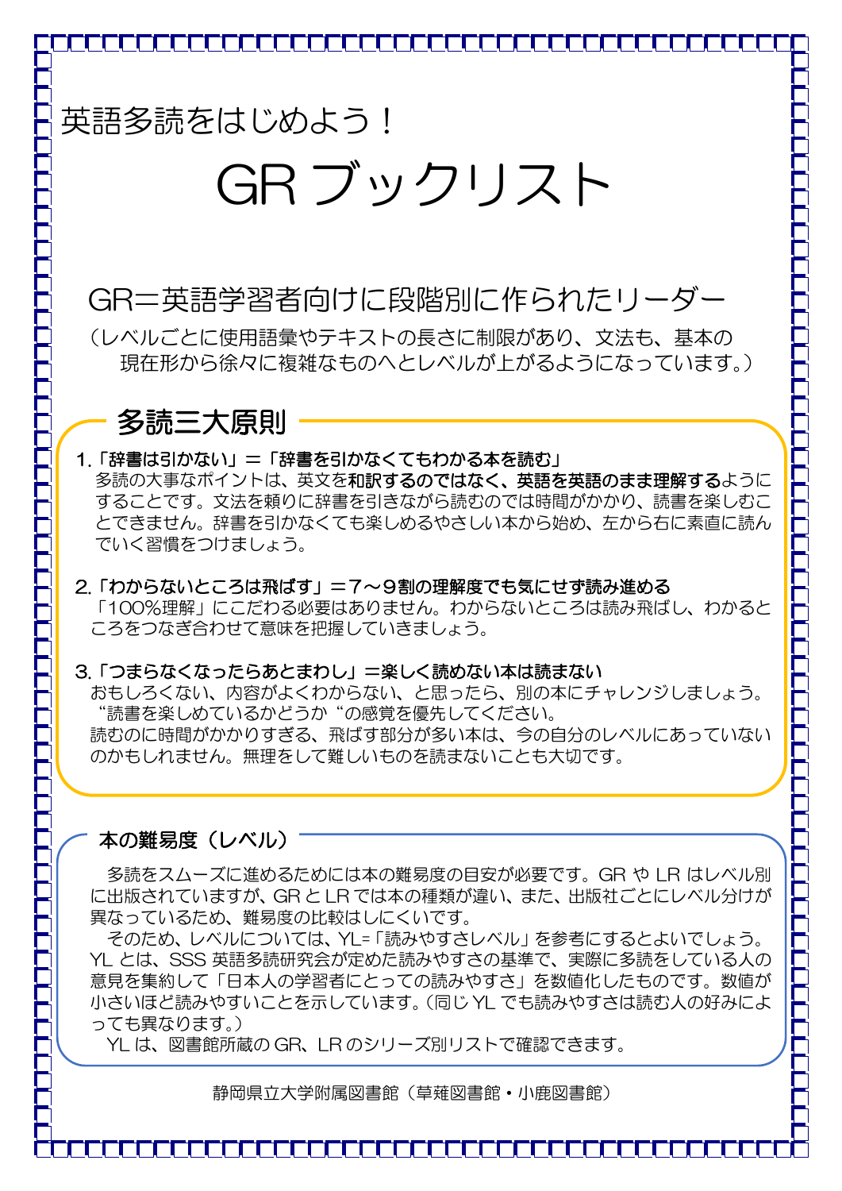英語多読をはじめよう！

# GR ブックリスト

## GR＝英語学習者向けに段階別に作られたリーダー

（レベルごとに使用語彙やテキストの長さに制限があり、文法も、基本の現在形から徐々に複雑なものへとレベルが上がるようになっています。）

## 多読三大原則

**1.「辞書は引かない」＝「辞書を引かなくてもわかる本を読む」**

多読の大事なポイントは、英文を**和訳するのではなく、英語を英語のまま理解する**ようにすることです。文法を頼りに辞書を引きながら読むのでは時間がかかり、読書を楽しむことできません。辞書を引かなくても楽しめるやさしい本から始め、左から右に素直に読んでいく習慣をつけましょう。

**2.「わからないところは飛ばす」＝７～９割の理解度でも気にせず読み進める**

「100%理解」にこだわる必要はありません。わからないところは読み飛ばし、わかるところをつなぎ合わせて意味を把握していきましょう。

**3.「つまらなくなったらあとまわし」＝楽しく読めない本は読まない**

おもしろくない、内容がよくわからない、と思ったら、別の本にチャレンジしましょう。“読書を楽しめているかどうか“の感覚を優先してください。
読むのに時間がかかりすぎる、飛ばす部分が多い本は、今の自分のレベルにあっていないのかもしれません。無理をして難しいものを読まないことも大切です。

### 本の難易度（レベル）

多読をスムーズに進めるためには本の難易度の目安が必要です。GR や LR はレベル別に出版されていますが、GR と LR では本の種類が違い、また、出版社ごとにレベル分けが異なっているため、難易度の比較はしにくいです。

そのため、レベルについては、YL=「読みやすさレベル」を参考にするとよいでしょう。YL とは、SSS 英語多読研究会が定めた読みやすさの基準で、実際に多読をしている人の意見を集約して「日本人の学習者にとっての読みやすさ」を数値化したものです。数値が小さいほど読みやすいことを示しています。(同じ YL でも読みやすさは読む人の好みによっても異なります。)

YL は、図書館所蔵の GR、LR のシリーズ別リストで確認できます。

静岡県立大学附属図書館（草薙図書館・小鹿図書館）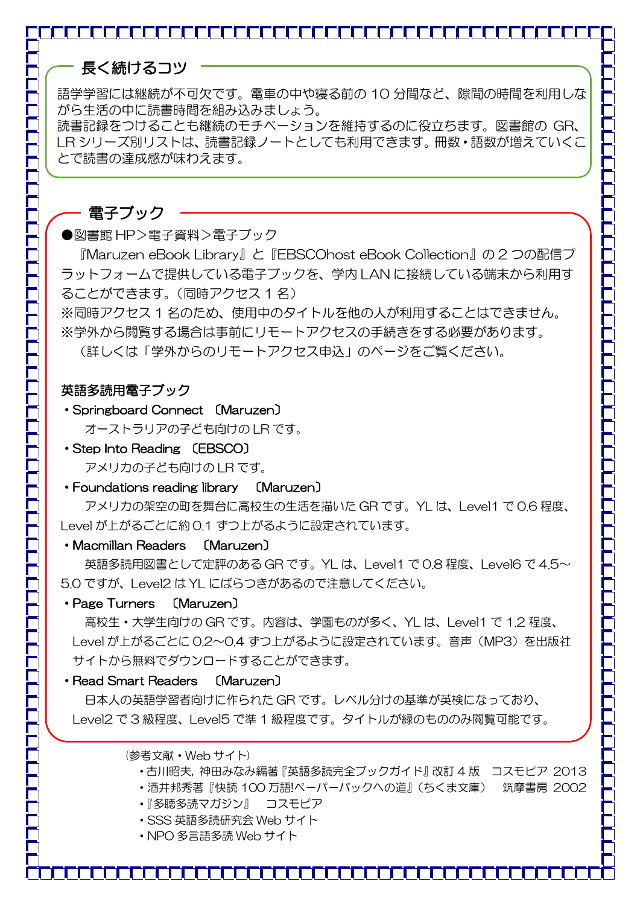## 長く続けるコツ

語学学習には継続が不可欠です。電車の中や寝る前の 10 分間など、隙間の時間を利用しながら生活の中に読書時間を組み込みましょう。
読書記録をつけることも継続のモチベーションを維持するのに役立ちます。図書館の GR、LR シリーズ別リストは、読書記録ノートとしても利用できます。冊数・語数が増えていくことで読書の達成感が味わえます。

## 電子ブック

●図書館 HP＞電子資料＞電子ブック

『Maruzen eBook Library』と『EBSCOhost eBook Collection』の 2 つの配信プラットフォームで提供している電子ブックを、学内 LAN に接続している端末から利用することができます。（同時アクセス 1 名）

※同時アクセス 1 名のため、使用中のタイトルを他の人が利用することはできません。
※学外から閲覧する場合は事前にリモートアクセスの手続きをする必要があります。
（詳しくは「学外からのリモートアクセス申込」のページをご覧ください。

### 英語多読用電子ブック

- Springboard Connect 〔Maruzen〕
  オーストラリアの子ども向けの LR です。
- Step Into Reading 〔EBSCO〕
  アメリカの子ども向けの LR です。
- Foundations reading library 〔Maruzen〕
  アメリカの架空の町を舞台に高校生の生活を描いた GR です。YL は、Level1 で 0.6 程度、Level が上がるごとに約 0.1 ずつ上がるように設定されています。
- Macmillan Readers 〔Maruzen〕
  英語多読用図書として定評のある GR です。YL は、Level1 で 0.8 程度、Level6 で 4.5～5.0 ですが、Level2 は YL にばらつきがあるので注意してください。
- Page Turners 〔Maruzen〕
  高校生・大学生向けの GR です。内容は、学園ものが多く、YL は、Level1 で 1.2 程度、Level が上がるごとに 0.2～0.4 ずつ上がるように設定されています。音声（MP3）を出版社サイトから無料でダウンロードすることができます。
- Read Smart Readers 〔Maruzen〕
  日本人の英語学習者向けに作られた GR です。レベル分けの基準が英検になっており、Level2 で 3 級程度、Level5 で準 1 級程度です。タイトルが緑のもののみ閲覧可能です。

（参考文献・Web サイト）

- 古川昭夫，神田みなみ編著『英語多読完全ブックガイド』改訂 4 版　コスモピア 2013
- 酒井邦秀著『快読 100 万語!ペーパーバックへの道』（ちくま文庫）　筑摩書房 2002
- 『多聴多読マガジン』　コスモピア
- SSS 英語多読研究会 Web サイト
- NPO 多言語多読 Web サイト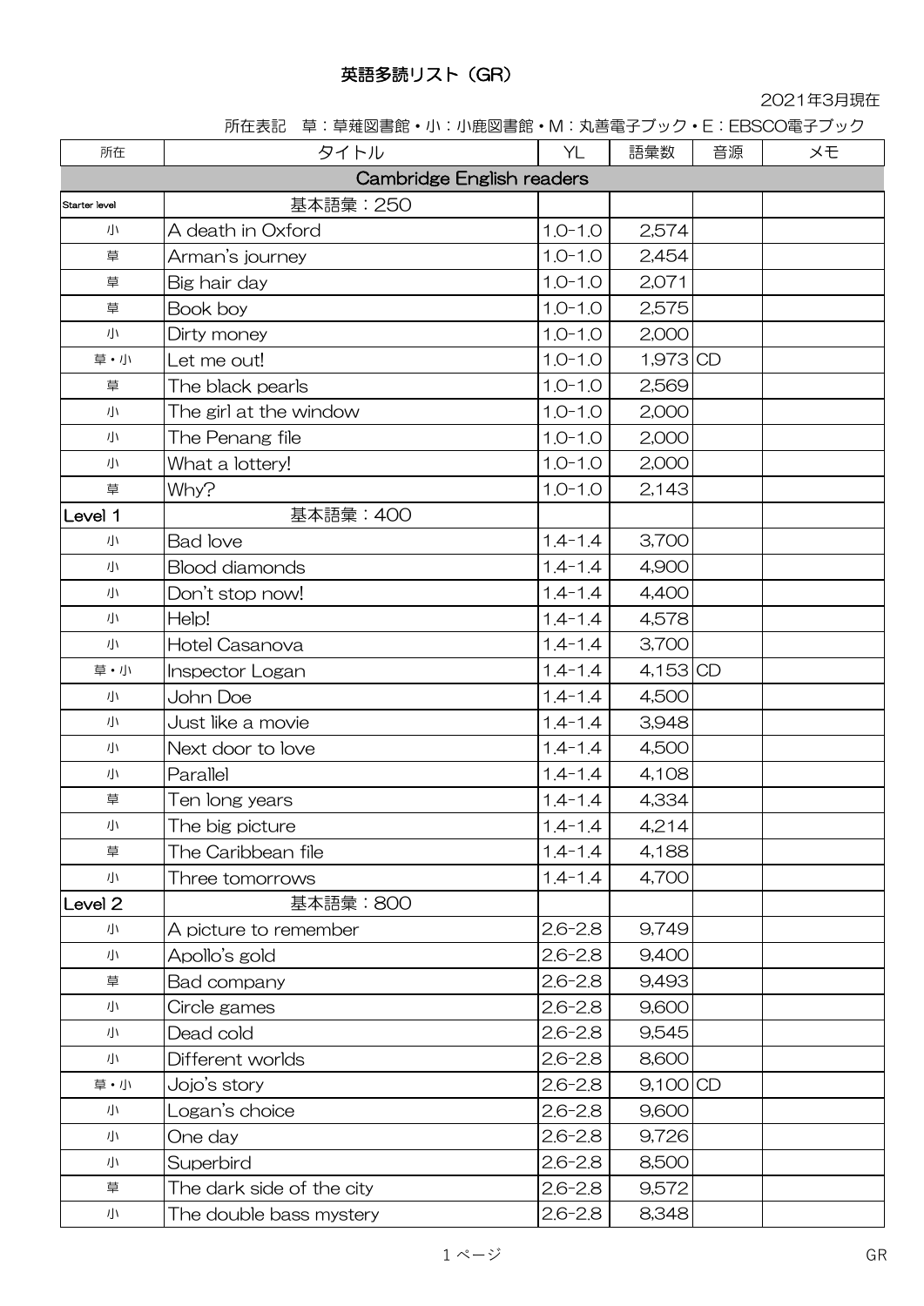# 英語多読リスト（GR）

2021年3月現在

所在表記　草：草薙図書館・小：小鹿図書館・M：丸善電子ブック・E：EBSCO電子ブック

| 所在 | タイトル | YL | 語彙数 | 音源 | メモ |
|---|---|---|---|---|---|
| Cambridge English readers | | | | | |
| Starter level | 基本語彙：250 | | | | |
| 小 | A death in Oxford | 1.0-1.0 | 2,574 | | |
| 草 | Arman's journey | 1.0-1.0 | 2,454 | | |
| 草 | Big hair day | 1.0-1.0 | 2,071 | | |
| 草 | Book boy | 1.0-1.0 | 2,575 | | |
| 小 | Dirty money | 1.0-1.0 | 2,000 | | |
| 草・小 | Let me out! | 1.0-1.0 | 1,973 | CD | |
| 草 | The black pearls | 1.0-1.0 | 2,569 | | |
| 小 | The girl at the window | 1.0-1.0 | 2,000 | | |
| 小 | The Penang file | 1.0-1.0 | 2,000 | | |
| 小 | What a lottery! | 1.0-1.0 | 2,000 | | |
| 草 | Why? | 1.0-1.0 | 2,143 | | |
| Level 1 | 基本語彙：400 | | | | |
| 小 | Bad love | 1.4-1.4 | 3,700 | | |
| 小 | Blood diamonds | 1.4-1.4 | 4,900 | | |
| 小 | Don't stop now! | 1.4-1.4 | 4,400 | | |
| 小 | Help! | 1.4-1.4 | 4,578 | | |
| 小 | Hotel Casanova | 1.4-1.4 | 3,700 | | |
| 草・小 | Inspector Logan | 1.4-1.4 | 4,153 | CD | |
| 小 | John Doe | 1.4-1.4 | 4,500 | | |
| 小 | Just like a movie | 1.4-1.4 | 3,948 | | |
| 小 | Next door to love | 1.4-1.4 | 4,500 | | |
| 小 | Parallel | 1.4-1.4 | 4,108 | | |
| 草 | Ten long years | 1.4-1.4 | 4,334 | | |
| 小 | The big picture | 1.4-1.4 | 4,214 | | |
| 草 | The Caribbean file | 1.4-1.4 | 4,188 | | |
| 小 | Three tomorrows | 1.4-1.4 | 4,700 | | |
| Level 2 | 基本語彙：800 | | | | |
| 小 | A picture to remember | 2.6-2.8 | 9,749 | | |
| 小 | Apollo's gold | 2.6-2.8 | 9,400 | | |
| 草 | Bad company | 2.6-2.8 | 9,493 | | |
| 小 | Circle games | 2.6-2.8 | 9,600 | | |
| 小 | Dead cold | 2.6-2.8 | 9,545 | | |
| 小 | Different worlds | 2.6-2.8 | 8,600 | | |
| 草・小 | Jojo's story | 2.6-2.8 | 9,100 | CD | |
| 小 | Logan's choice | 2.6-2.8 | 9,600 | | |
| 小 | One day | 2.6-2.8 | 9,726 | | |
| 小 | Superbird | 2.6-2.8 | 8,500 | | |
| 草 | The dark side of the city | 2.6-2.8 | 9,572 | | |
| 小 | The double bass mystery | 2.6-2.8 | 8,348 | | |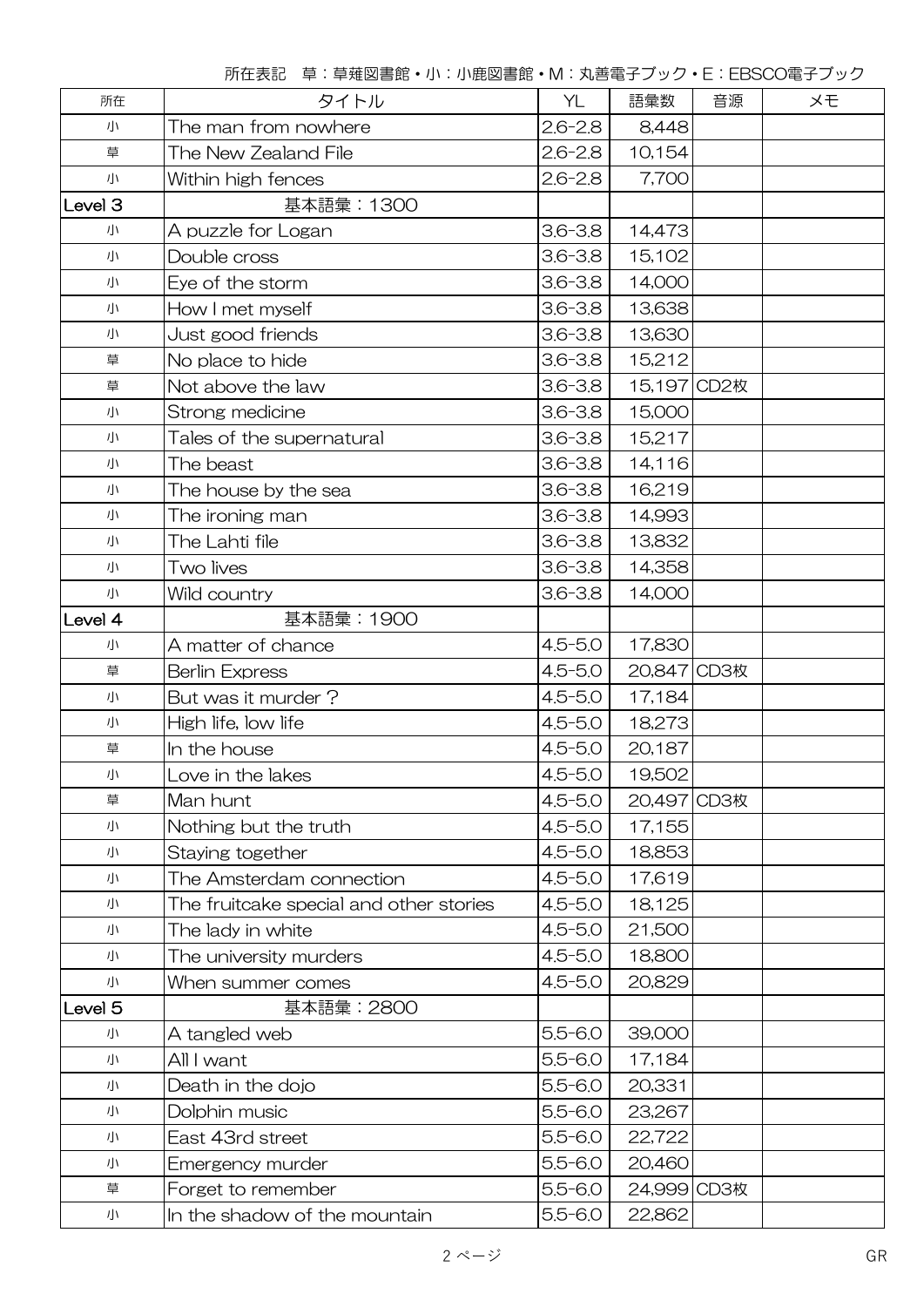所在表記　草：草薙図書館・小：小鹿図書館・M：丸善電子ブック・E：EBSCO電子ブック

| 所在 | タイトル | YL | 語彙数 | 音源 | メモ |
|---|---|---|---|---|---|
| 小 | The man from nowhere | 2.6-2.8 | 8,448 | | |
| 草 | The New Zealand File | 2.6-2.8 | 10,154 | | |
| 小 | Within high fences | 2.6-2.8 | 7,700 | | |
| Level 3 | 基本語彙：1300 | | | | |
| 小 | A puzzle for Logan | 3.6-3.8 | 14,473 | | |
| 小 | Double cross | 3.6-3.8 | 15,102 | | |
| 小 | Eye of the storm | 3.6-3.8 | 14,000 | | |
| 小 | How I met myself | 3.6-3.8 | 13,638 | | |
| 小 | Just good friends | 3.6-3.8 | 13,630 | | |
| 草 | No place to hide | 3.6-3.8 | 15,212 | | |
| 草 | Not above the law | 3.6-3.8 | 15,197 | CD2枚 | |
| 小 | Strong medicine | 3.6-3.8 | 15,000 | | |
| 小 | Tales of the supernatural | 3.6-3.8 | 15,217 | | |
| 小 | The beast | 3.6-3.8 | 14,116 | | |
| 小 | The house by the sea | 3.6-3.8 | 16,219 | | |
| 小 | The ironing man | 3.6-3.8 | 14,993 | | |
| 小 | The Lahti file | 3.6-3.8 | 13,832 | | |
| 小 | Two lives | 3.6-3.8 | 14,358 | | |
| 小 | Wild country | 3.6-3.8 | 14,000 | | |
| Level 4 | 基本語彙：1900 | | | | |
| 小 | A matter of chance | 4.5-5.0 | 17,830 | | |
| 草 | Berlin Express | 4.5-5.0 | 20,847 | CD3枚 | |
| 小 | But was it murder？ | 4.5-5.0 | 17,184 | | |
| 小 | High life, low life | 4.5-5.0 | 18,273 | | |
| 草 | In the house | 4.5-5.0 | 20,187 | | |
| 小 | Love in the lakes | 4.5-5.0 | 19,502 | | |
| 草 | Man hunt | 4.5-5.0 | 20,497 | CD3枚 | |
| 小 | Nothing but the truth | 4.5-5.0 | 17,155 | | |
| 小 | Staying together | 4.5-5.0 | 18,853 | | |
| 小 | The Amsterdam connection | 4.5-5.0 | 17,619 | | |
| 小 | The fruitcake special and other stories | 4.5-5.0 | 18,125 | | |
| 小 | The lady in white | 4.5-5.0 | 21,500 | | |
| 小 | The university murders | 4.5-5.0 | 18,800 | | |
| 小 | When summer comes | 4.5-5.0 | 20,829 | | |
| Level 5 | 基本語彙：2800 | | | | |
| 小 | A tangled web | 5.5-6.0 | 39,000 | | |
| 小 | All I want | 5.5-6.0 | 17,184 | | |
| 小 | Death in the dojo | 5.5-6.0 | 20,331 | | |
| 小 | Dolphin music | 5.5-6.0 | 23,267 | | |
| 小 | East 43rd street | 5.5-6.0 | 22,722 | | |
| 小 | Emergency murder | 5.5-6.0 | 20,460 | | |
| 草 | Forget to remember | 5.5-6.0 | 24,999 | CD3枚 | |
| 小 | In the shadow of the mountain | 5.5-6.0 | 22,862 | | |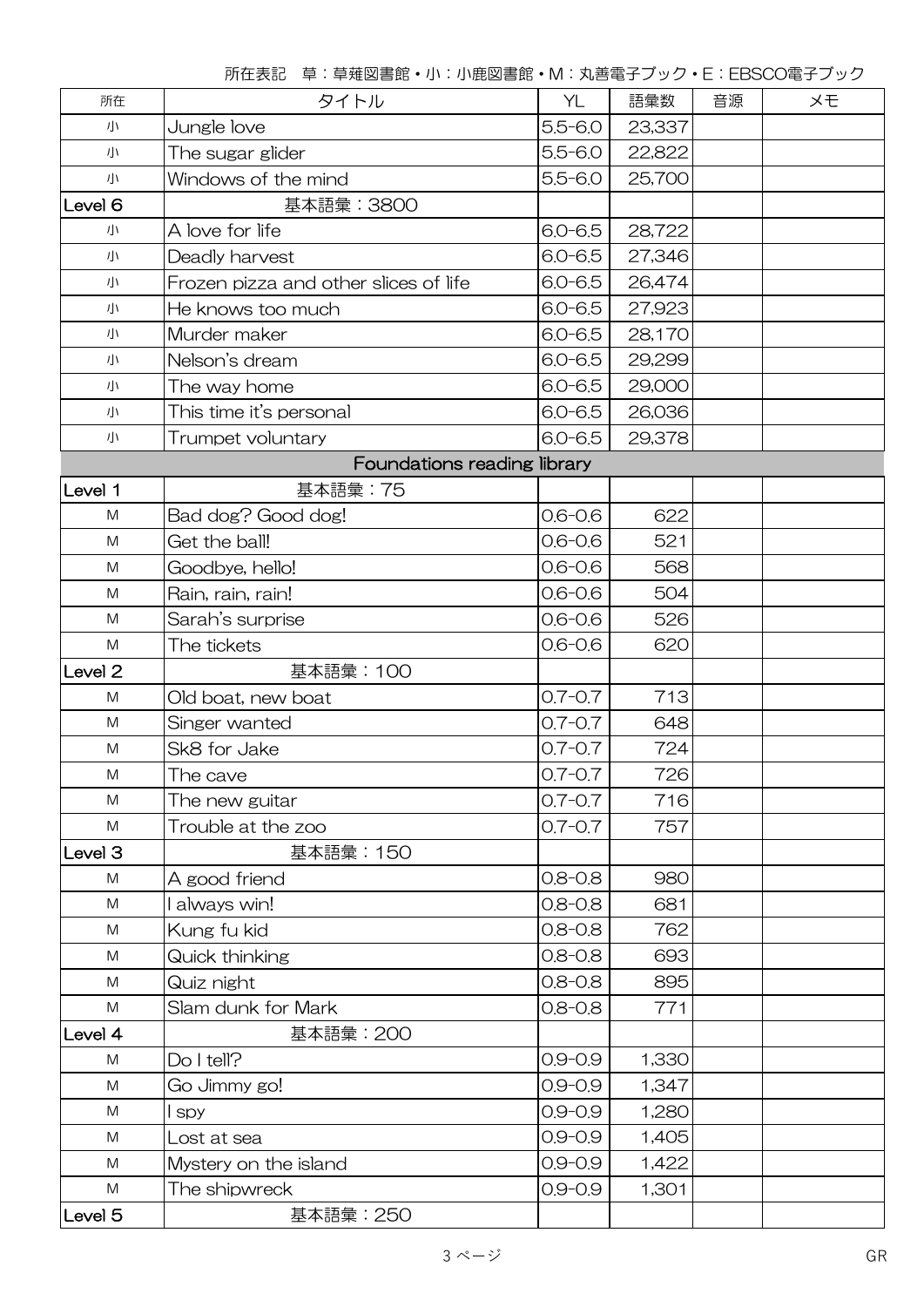所在表記　草：草薙図書館・小：小鹿図書館・M：丸善電子ブック・E：EBSCO電子ブック

| 所在 | タイトル | YL | 語彙数 | 音源 | メモ |
|---|---|---|---|---|---|
| 小 | Jungle love | 5.5-6.0 | 23,337 | | |
| 小 | The sugar glider | 5.5-6.0 | 22,822 | | |
| 小 | Windows of the mind | 5.5-6.0 | 25,700 | | |
| Level 6 | 基本語彙：3800 | | | | |
| 小 | A love for life | 6.0-6.5 | 28,722 | | |
| 小 | Deadly harvest | 6.0-6.5 | 27,346 | | |
| 小 | Frozen pizza and other slices of life | 6.0-6.5 | 26,474 | | |
| 小 | He knows too much | 6.0-6.5 | 27,923 | | |
| 小 | Murder maker | 6.0-6.5 | 28,170 | | |
| 小 | Nelson's dream | 6.0-6.5 | 29,299 | | |
| 小 | The way home | 6.0-6.5 | 29,000 | | |
| 小 | This time it's personal | 6.0-6.5 | 26,036 | | |
| 小 | Trumpet voluntary | 6.0-6.5 | 29,378 | | |
| | Foundations reading library | | | | |
| Level 1 | 基本語彙：75 | | | | |
| M | Bad dog? Good dog! | 0.6-0.6 | 622 | | |
| M | Get the ball! | 0.6-0.6 | 521 | | |
| M | Goodbye, hello! | 0.6-0.6 | 568 | | |
| M | Rain, rain, rain! | 0.6-0.6 | 504 | | |
| M | Sarah's surprise | 0.6-0.6 | 526 | | |
| M | The tickets | 0.6-0.6 | 620 | | |
| Level 2 | 基本語彙：100 | | | | |
| M | Old boat, new boat | 0.7-0.7 | 713 | | |
| M | Singer wanted | 0.7-0.7 | 648 | | |
| M | Sk8 for Jake | 0.7-0.7 | 724 | | |
| M | The cave | 0.7-0.7 | 726 | | |
| M | The new guitar | 0.7-0.7 | 716 | | |
| M | Trouble at the zoo | 0.7-0.7 | 757 | | |
| Level 3 | 基本語彙：150 | | | | |
| M | A good friend | 0.8-0.8 | 980 | | |
| M | I always win! | 0.8-0.8 | 681 | | |
| M | Kung fu kid | 0.8-0.8 | 762 | | |
| M | Quick thinking | 0.8-0.8 | 693 | | |
| M | Quiz night | 0.8-0.8 | 895 | | |
| M | Slam dunk for Mark | 0.8-0.8 | 771 | | |
| Level 4 | 基本語彙：200 | | | | |
| M | Do I tell? | 0.9-0.9 | 1,330 | | |
| M | Go Jimmy go! | 0.9-0.9 | 1,347 | | |
| M | I spy | 0.9-0.9 | 1,280 | | |
| M | Lost at sea | 0.9-0.9 | 1,405 | | |
| M | Mystery on the island | 0.9-0.9 | 1,422 | | |
| M | The shipwreck | 0.9-0.9 | 1,301 | | |
| Level 5 | 基本語彙：250 | | | | |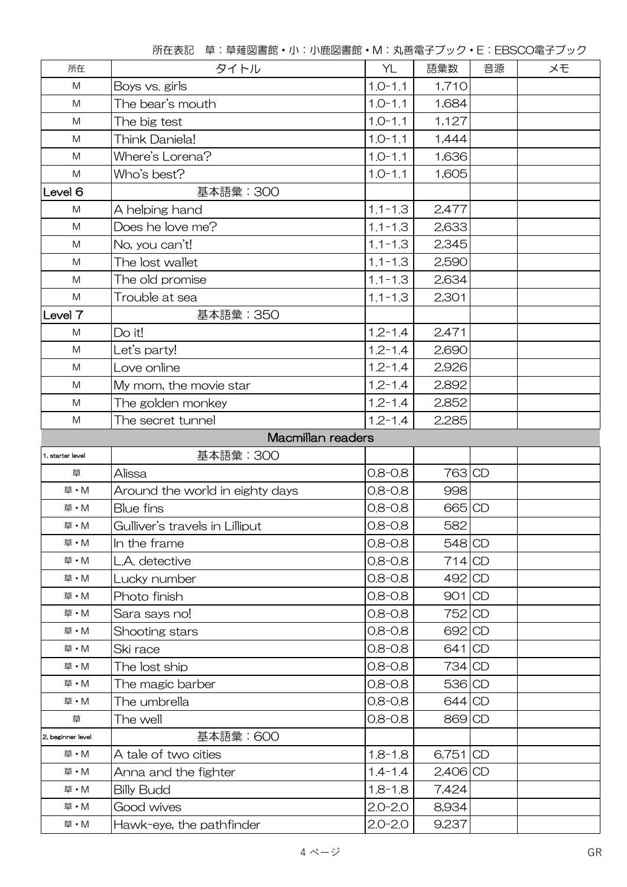所在表記　草：草薙図書館・小：小鹿図書館・M：丸善電子ブック・E：EBSCO電子ブック

| 所在 | タイトル | YL | 語彙数 | 音源 | メモ |
|---|---|---|---|---|---|
| M | Boys vs. girls | 1.0-1.1 | 1,710 | | |
| M | The bear's mouth | 1.0-1.1 | 1,684 | | |
| M | The big test | 1.0-1.1 | 1,127 | | |
| M | Think Daniela! | 1.0-1.1 | 1,444 | | |
| M | Where's Lorena? | 1.0-1.1 | 1,636 | | |
| M | Who's best? | 1.0-1.1 | 1,605 | | |
| Level 6 | 基本語彙：300 | | | | |
| M | A helping hand | 1.1-1.3 | 2,477 | | |
| M | Does he love me? | 1.1-1.3 | 2,633 | | |
| M | No, you can't! | 1.1-1.3 | 2,345 | | |
| M | The lost wallet | 1.1-1.3 | 2,590 | | |
| M | The old promise | 1.1-1.3 | 2,634 | | |
| M | Trouble at sea | 1.1-1.3 | 2,301 | | |
| Level 7 | 基本語彙：350 | | | | |
| M | Do it! | 1.2-1.4 | 2,471 | | |
| M | Let's party! | 1.2-1.4 | 2,690 | | |
| M | Love online | 1.2-1.4 | 2,926 | | |
| M | My mom, the movie star | 1.2-1.4 | 2,892 | | |
| M | The golden monkey | 1.2-1.4 | 2,852 | | |
| M | The secret tunnel | 1.2-1.4 | 2,285 | | |
| | **Macmillan readers** | | | | |
| 1. starter level | 基本語彙：300 | | | | |
| 草 | Alissa | 0.8-0.8 | 763 | CD | |
| 草・M | Around the world in eighty days | 0.8-0.8 | 998 | | |
| 草・M | Blue fins | 0.8-0.8 | 665 | CD | |
| 草・M | Gulliver's travels in Lilliput | 0.8-0.8 | 582 | | |
| 草・M | In the frame | 0.8-0.8 | 548 | CD | |
| 草・M | L.A. detective | 0.8-0.8 | 714 | CD | |
| 草・M | Lucky number | 0.8-0.8 | 492 | CD | |
| 草・M | Photo finish | 0.8-0.8 | 901 | CD | |
| 草・M | Sara says no! | 0.8-0.8 | 752 | CD | |
| 草・M | Shooting stars | 0.8-0.8 | 692 | CD | |
| 草・M | Ski race | 0.8-0.8 | 641 | CD | |
| 草・M | The lost ship | 0.8-0.8 | 734 | CD | |
| 草・M | The magic barber | 0.8-0.8 | 536 | CD | |
| 草・M | The umbrella | 0.8-0.8 | 644 | CD | |
| 草 | The well | 0.8-0.8 | 869 | CD | |
| 2. beginner level | 基本語彙：600 | | | | |
| 草・M | A tale of two cities | 1.8-1.8 | 6,751 | CD | |
| 草・M | Anna and the fighter | 1.4-1.4 | 2,406 | CD | |
| 草・M | Billy Budd | 1.8-1.8 | 7,424 | | |
| 草・M | Good wives | 2.0-2.0 | 8,934 | | |
| 草・M | Hawk-eye, the pathfinder | 2.0-2.0 | 9,237 | | |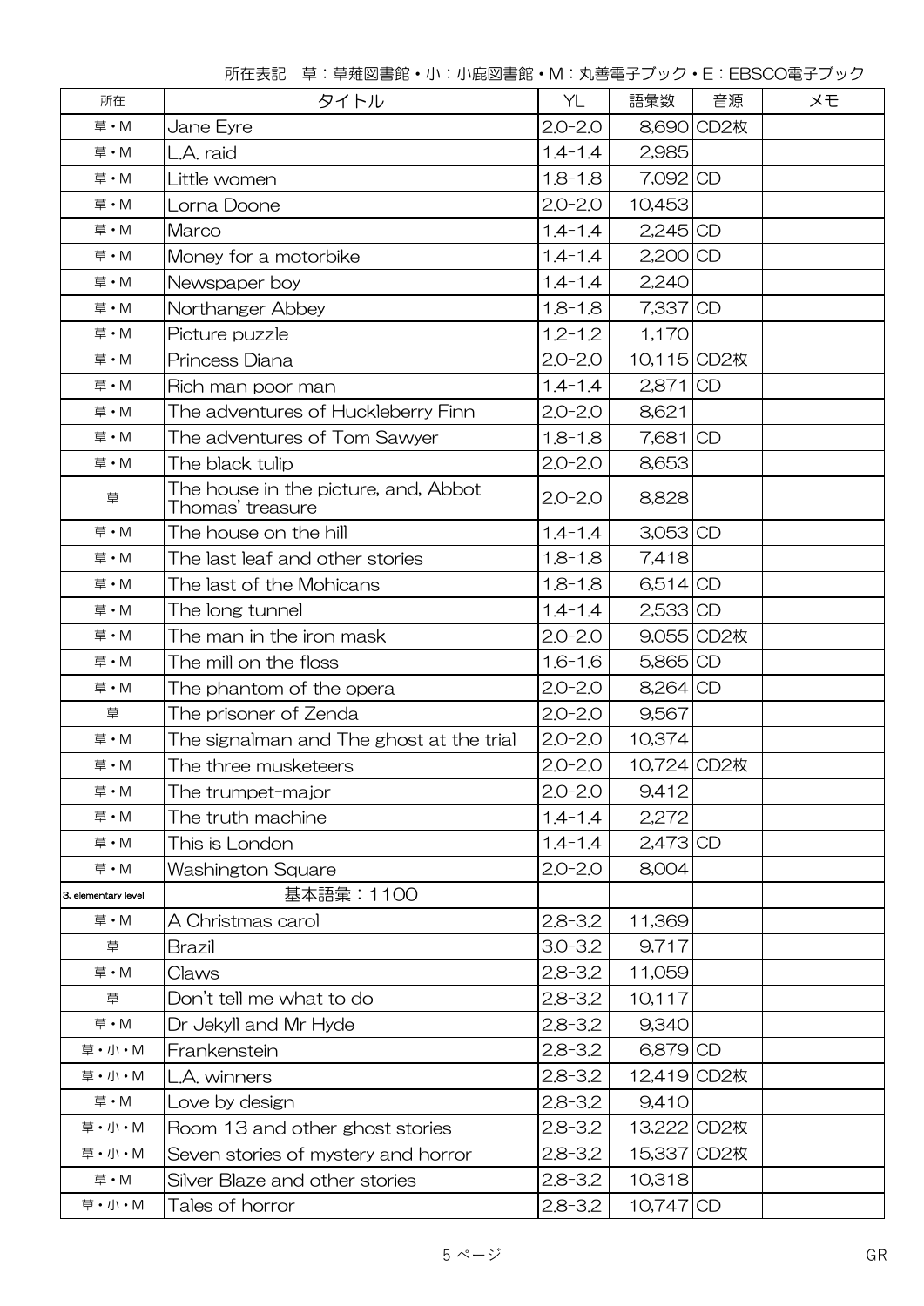所在表記　草：草薙図書館・小：小鹿図書館・M：丸善電子ブック・E：EBSCO電子ブック

| 所在 | タイトル | YL | 語彙数 | 音源 | メモ |
|---|---|---|---|---|---|
| 草・M | Jane Eyre | 2.0-2.0 | 8,690 | CD2枚 | |
| 草・M | L.A. raid | 1.4-1.4 | 2,985 | | |
| 草・M | Little women | 1.8-1.8 | 7,092 | CD | |
| 草・M | Lorna Doone | 2.0-2.0 | 10,453 | | |
| 草・M | Marco | 1.4-1.4 | 2,245 | CD | |
| 草・M | Money for a motorbike | 1.4-1.4 | 2,200 | CD | |
| 草・M | Newspaper boy | 1.4-1.4 | 2,240 | | |
| 草・M | Northanger Abbey | 1.8-1.8 | 7,337 | CD | |
| 草・M | Picture puzzle | 1.2-1.2 | 1,170 | | |
| 草・M | Princess Diana | 2.0-2.0 | 10,115 | CD2枚 | |
| 草・M | Rich man poor man | 1.4-1.4 | 2,871 | CD | |
| 草・M | The adventures of Huckleberry Finn | 2.0-2.0 | 8,621 | | |
| 草・M | The adventures of Tom Sawyer | 1.8-1.8 | 7,681 | CD | |
| 草・M | The black tulip | 2.0-2.0 | 8,653 | | |
| 草 | The house in the picture, and, Abbot Thomas' treasure | 2.0-2.0 | 8,828 | | |
| 草・M | The house on the hill | 1.4-1.4 | 3,053 | CD | |
| 草・M | The last leaf and other stories | 1.8-1.8 | 7,418 | | |
| 草・M | The last of the Mohicans | 1.8-1.8 | 6,514 | CD | |
| 草・M | The long tunnel | 1.4-1.4 | 2,533 | CD | |
| 草・M | The man in the iron mask | 2.0-2.0 | 9,055 | CD2枚 | |
| 草・M | The mill on the floss | 1.6-1.6 | 5,865 | CD | |
| 草・M | The phantom of the opera | 2.0-2.0 | 8,264 | CD | |
| 草 | The prisoner of Zenda | 2.0-2.0 | 9,567 | | |
| 草・M | The signalman and The ghost at the trial | 2.0-2.0 | 10,374 | | |
| 草・M | The three musketeers | 2.0-2.0 | 10,724 | CD2枚 | |
| 草・M | The trumpet-major | 2.0-2.0 | 9,412 | | |
| 草・M | The truth machine | 1.4-1.4 | 2,272 | | |
| 草・M | This is London | 1.4-1.4 | 2,473 | CD | |
| 草・M | Washington Square | 2.0-2.0 | 8,004 | | |
| 3, elementary level | 基本語彙：1100 | | | | |
| 草・M | A Christmas carol | 2.8-3.2 | 11,369 | | |
| 草 | Brazil | 3.0-3.2 | 9,717 | | |
| 草・M | Claws | 2.8-3.2 | 11,059 | | |
| 草 | Don't tell me what to do | 2.8-3.2 | 10,117 | | |
| 草・M | Dr Jekyll and Mr Hyde | 2.8-3.2 | 9,340 | | |
| 草・小・M | Frankenstein | 2.8-3.2 | 6,879 | CD | |
| 草・小・M | L.A. winners | 2.8-3.2 | 12,419 | CD2枚 | |
| 草・M | Love by design | 2.8-3.2 | 9,410 | | |
| 草・小・M | Room 13 and other ghost stories | 2.8-3.2 | 13,222 | CD2枚 | |
| 草・小・M | Seven stories of mystery and horror | 2.8-3.2 | 15,337 | CD2枚 | |
| 草・M | Silver Blaze and other stories | 2.8-3.2 | 10,318 | | |
| 草・小・M | Tales of horror | 2.8-3.2 | 10,747 | CD | |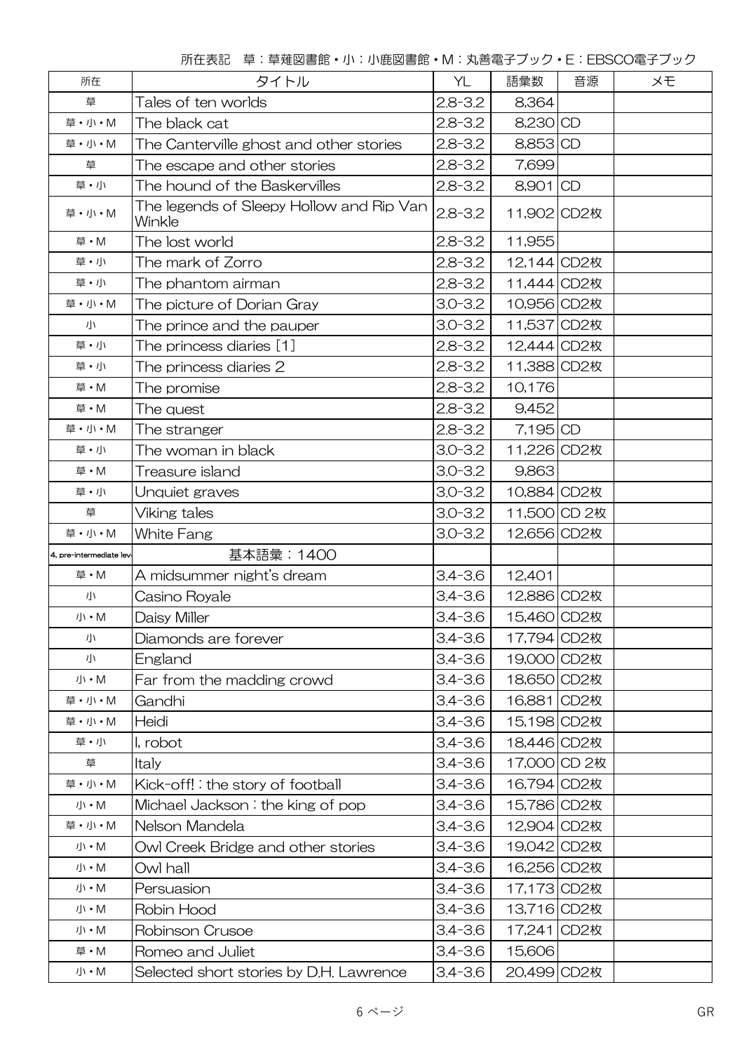所在表記　草：草薙図書館・小：小鹿図書館・M：丸善電子ブック・E：EBSCO電子ブック

| 所在 | タイトル | YL | 語彙数 | 音源 | メモ |
|---|---|---|---|---|---|
| 草 | Tales of ten worlds | 2.8-3.2 | 8,364 | | |
| 草・小・M | The black cat | 2.8-3.2 | 8,230 | CD | |
| 草・小・M | The Canterville ghost and other stories | 2.8-3.2 | 8,853 | CD | |
| 草 | The escape and other stories | 2.8-3.2 | 7,699 | | |
| 草・小 | The hound of the Baskervilles | 2.8-3.2 | 8,901 | CD | |
| 草・小・M | The legends of Sleepy Hollow and Rip Van Winkle | 2.8-3.2 | 11,902 | CD2枚 | |
| 草・M | The lost world | 2.8-3.2 | 11,955 | | |
| 草・小 | The mark of Zorro | 2.8-3.2 | 12,144 | CD2枚 | |
| 草・小 | The phantom airman | 2.8-3.2 | 11,444 | CD2枚 | |
| 草・小・M | The picture of Dorian Gray | 3.0-3.2 | 10,956 | CD2枚 | |
| 小 | The prince and the pauper | 3.0-3.2 | 11,537 | CD2枚 | |
| 草・小 | The princess diaries [1] | 2.8-3.2 | 12,444 | CD2枚 | |
| 草・小 | The princess diaries 2 | 2.8-3.2 | 11,388 | CD2枚 | |
| 草・M | The promise | 2.8-3.2 | 10,176 | | |
| 草・M | The quest | 2.8-3.2 | 9,452 | | |
| 草・小・M | The stranger | 2.8-3.2 | 7,195 | CD | |
| 草・小 | The woman in black | 3.0-3.2 | 11,226 | CD2枚 | |
| 草・M | Treasure island | 3.0-3.2 | 9,863 | | |
| 草・小 | Unquiet graves | 3.0-3.2 | 10,884 | CD2枚 | |
| 草 | Viking tales | 3.0-3.2 | 11,500 | CD 2枚 | |
| 草・小・M | White Fang | 3.0-3.2 | 12,656 | CD2枚 | |
| 4. pre-intermediate lev | 基本語彙：1400 | | | | |
| 草・M | A midsummer night's dream | 3.4-3.6 | 12,401 | | |
| 小 | Casino Royale | 3.4-3.6 | 12,886 | CD2枚 | |
| 小・M | Daisy Miller | 3.4-3.6 | 15,460 | CD2枚 | |
| 小 | Diamonds are forever | 3.4-3.6 | 17,794 | CD2枚 | |
| 小 | England | 3.4-3.6 | 19,000 | CD2枚 | |
| 小・M | Far from the madding crowd | 3.4-3.6 | 18,650 | CD2枚 | |
| 草・小・M | Gandhi | 3.4-3.6 | 16,881 | CD2枚 | |
| 草・小・M | Heidi | 3.4-3.6 | 15,198 | CD2枚 | |
| 草・小 | I, robot | 3.4-3.6 | 18,446 | CD2枚 | |
| 草 | Italy | 3.4-3.6 | 17,000 | CD 2枚 | |
| 草・小・M | Kick-off! : the story of football | 3.4-3.6 | 16,794 | CD2枚 | |
| 小・M | Michael Jackson : the king of pop | 3.4-3.6 | 15,786 | CD2枚 | |
| 草・小・M | Nelson Mandela | 3.4-3.6 | 12,904 | CD2枚 | |
| 小・M | Owl Creek Bridge and other stories | 3.4-3.6 | 19,042 | CD2枚 | |
| 小・M | Owl hall | 3.4-3.6 | 16,256 | CD2枚 | |
| 小・M | Persuasion | 3.4-3.6 | 17,173 | CD2枚 | |
| 小・M | Robin Hood | 3.4-3.6 | 13,716 | CD2枚 | |
| 小・M | Robinson Crusoe | 3.4-3.6 | 17,241 | CD2枚 | |
| 草・M | Romeo and Juliet | 3.4-3.6 | 15,606 | | |
| 小・M | Selected short stories by D.H. Lawrence | 3.4-3.6 | 20,499 | CD2枚 | |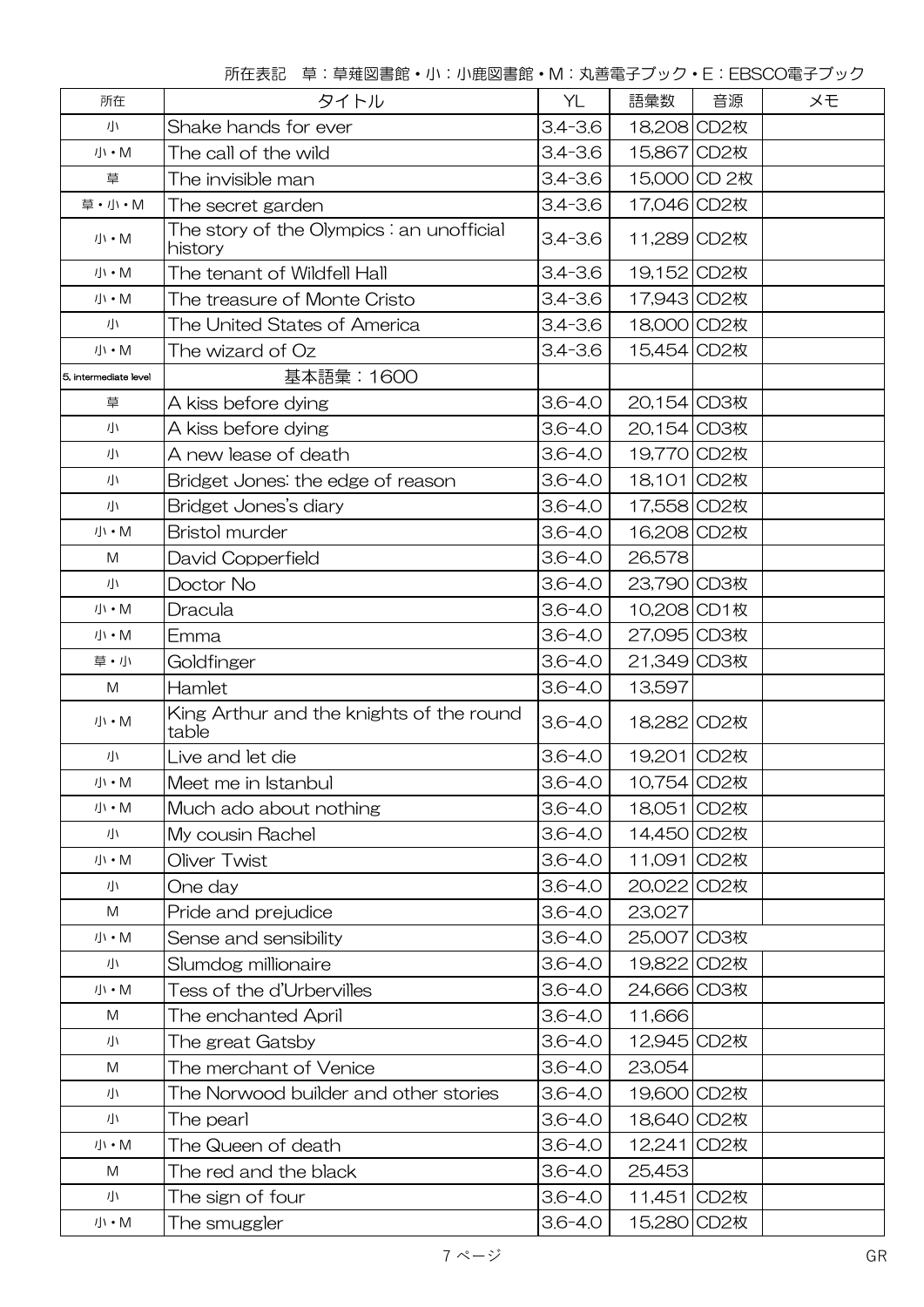所在表記　草：草薙図書館・小：小鹿図書館・M：丸善電子ブック・E：EBSCO電子ブック

| 所在 | タイトル | YL | 語彙数 | 音源 | メモ |
|---|---|---|---|---|---|
| 小 | Shake hands for ever | 3.4-3.6 | 18,208 | CD2枚 | |
| 小・M | The call of the wild | 3.4-3.6 | 15,867 | CD2枚 | |
| 草 | The invisible man | 3.4-3.6 | 15,000 | CD 2枚 | |
| 草・小・M | The secret garden | 3.4-3.6 | 17,046 | CD2枚 | |
| 小・M | The story of the Olympics : an unofficial history | 3.4-3.6 | 11,289 | CD2枚 | |
| 小・M | The tenant of Wildfell Hall | 3.4-3.6 | 19,152 | CD2枚 | |
| 小・M | The treasure of Monte Cristo | 3.4-3.6 | 17,943 | CD2枚 | |
| 小 | The United States of America | 3.4-3.6 | 18,000 | CD2枚 | |
| 小・M | The wizard of Oz | 3.4-3.6 | 15,454 | CD2枚 | |
| 5, intermediate level | 基本語彙：1600 | | | | |
| 草 | A kiss before dying | 3.6-4.0 | 20,154 | CD3枚 | |
| 小 | A kiss before dying | 3.6-4.0 | 20,154 | CD3枚 | |
| 小 | A new lease of death | 3.6-4.0 | 19,770 | CD2枚 | |
| 小 | Bridget Jones: the edge of reason | 3.6-4.0 | 18,101 | CD2枚 | |
| 小 | Bridget Jones's diary | 3.6-4.0 | 17,558 | CD2枚 | |
| 小・M | Bristol murder | 3.6-4.0 | 16,208 | CD2枚 | |
| M | David Copperfield | 3.6-4.0 | 26,578 | | |
| 小 | Doctor No | 3.6-4.0 | 23,790 | CD3枚 | |
| 小・M | Dracula | 3.6-4.0 | 10,208 | CD1枚 | |
| 小・M | Emma | 3.6-4.0 | 27,095 | CD3枚 | |
| 草・小 | Goldfinger | 3.6-4.0 | 21,349 | CD3枚 | |
| M | Hamlet | 3.6-4.0 | 13,597 | | |
| 小・M | King Arthur and the knights of the round table | 3.6-4.0 | 18,282 | CD2枚 | |
| 小 | Live and let die | 3.6-4.0 | 19,201 | CD2枚 | |
| 小・M | Meet me in Istanbul | 3.6-4.0 | 10,754 | CD2枚 | |
| 小・M | Much ado about nothing | 3.6-4.0 | 18,051 | CD2枚 | |
| 小 | My cousin Rachel | 3.6-4.0 | 14,450 | CD2枚 | |
| 小・M | Oliver Twist | 3.6-4.0 | 11,091 | CD2枚 | |
| 小 | One day | 3.6-4.0 | 20,022 | CD2枚 | |
| M | Pride and prejudice | 3.6-4.0 | 23,027 | | |
| 小・M | Sense and sensibility | 3.6-4.0 | 25,007 | CD3枚 | |
| 小 | Slumdog millionaire | 3.6-4.0 | 19,822 | CD2枚 | |
| 小・M | Tess of the d'Urbervilles | 3.6-4.0 | 24,666 | CD3枚 | |
| M | The enchanted April | 3.6-4.0 | 11,666 | | |
| 小 | The great Gatsby | 3.6-4.0 | 12,945 | CD2枚 | |
| M | The merchant of Venice | 3.6-4.0 | 23,054 | | |
| 小 | The Norwood builder and other stories | 3.6-4.0 | 19,600 | CD2枚 | |
| 小 | The pearl | 3.6-4.0 | 18,640 | CD2枚 | |
| 小・M | The Queen of death | 3.6-4.0 | 12,241 | CD2枚 | |
| M | The red and the black | 3.6-4.0 | 25,453 | | |
| 小 | The sign of four | 3.6-4.0 | 11,451 | CD2枚 | |
| 小・M | The smuggler | 3.6-4.0 | 15,280 | CD2枚 | |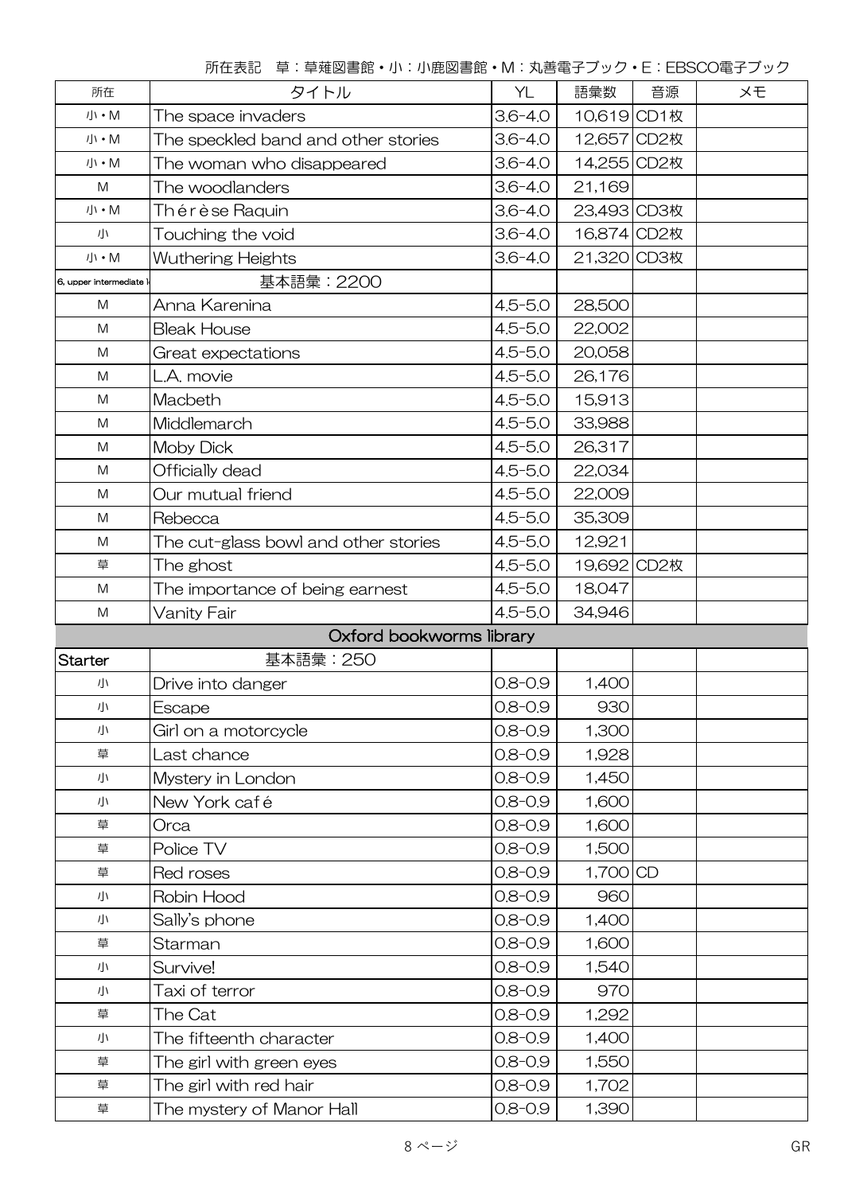所在表記　草：草薙図書館・小：小鹿図書館・M：丸善電子ブック・E：EBSCO電子ブック

| 所在 | タイトル | YL | 語彙数 | 音源 | メモ |
|---|---|---|---|---|---|
| 小・M | The space invaders | 3.6-4.0 | 10,619 | CD1枚 | |
| 小・M | The speckled band and other stories | 3.6-4.0 | 12,657 | CD2枚 | |
| 小・M | The woman who disappeared | 3.6-4.0 | 14,255 | CD2枚 | |
| M | The woodlanders | 3.6-4.0 | 21,169 | | |
| 小・M | Thérèse Raquin | 3.6-4.0 | 23,493 | CD3枚 | |
| 小 | Touching the void | 3.6-4.0 | 16,874 | CD2枚 | |
| 小・M | Wuthering Heights | 3.6-4.0 | 21,320 | CD3枚 | |
| 6, upper intermediate l | 基本語彙：2200 | | | | |
| M | Anna Karenina | 4.5-5.0 | 28,500 | | |
| M | Bleak House | 4.5-5.0 | 22,002 | | |
| M | Great expectations | 4.5-5.0 | 20,058 | | |
| M | L.A. movie | 4.5-5.0 | 26,176 | | |
| M | Macbeth | 4.5-5.0 | 15,913 | | |
| M | Middlemarch | 4.5-5.0 | 33,988 | | |
| M | Moby Dick | 4.5-5.0 | 26,317 | | |
| M | Officially dead | 4.5-5.0 | 22,034 | | |
| M | Our mutual friend | 4.5-5.0 | 22,009 | | |
| M | Rebecca | 4.5-5.0 | 35,309 | | |
| M | The cut-glass bowl and other stories | 4.5-5.0 | 12,921 | | |
| 草 | The ghost | 4.5-5.0 | 19,692 | CD2枚 | |
| M | The importance of being earnest | 4.5-5.0 | 18,047 | | |
| M | Vanity Fair | 4.5-5.0 | 34,946 | | |
| | Oxford bookworms library | | | | |
| Starter | 基本語彙：250 | | | | |
| 小 | Drive into danger | 0.8-0.9 | 1,400 | | |
| 小 | Escape | 0.8-0.9 | 930 | | |
| 小 | Girl on a motorcycle | 0.8-0.9 | 1,300 | | |
| 草 | Last chance | 0.8-0.9 | 1,928 | | |
| 小 | Mystery in London | 0.8-0.9 | 1,450 | | |
| 小 | New York café | 0.8-0.9 | 1,600 | | |
| 草 | Orca | 0.8-0.9 | 1,600 | | |
| 草 | Police TV | 0.8-0.9 | 1,500 | | |
| 草 | Red roses | 0.8-0.9 | 1,700 | CD | |
| 小 | Robin Hood | 0.8-0.9 | 960 | | |
| 小 | Sally's phone | 0.8-0.9 | 1,400 | | |
| 草 | Starman | 0.8-0.9 | 1,600 | | |
| 小 | Survive! | 0.8-0.9 | 1,540 | | |
| 小 | Taxi of terror | 0.8-0.9 | 970 | | |
| 草 | The Cat | 0.8-0.9 | 1,292 | | |
| 小 | The fifteenth character | 0.8-0.9 | 1,400 | | |
| 草 | The girl with green eyes | 0.8-0.9 | 1,550 | | |
| 草 | The girl with red hair | 0.8-0.9 | 1,702 | | |
| 草 | The mystery of Manor Hall | 0.8-0.9 | 1,390 | | |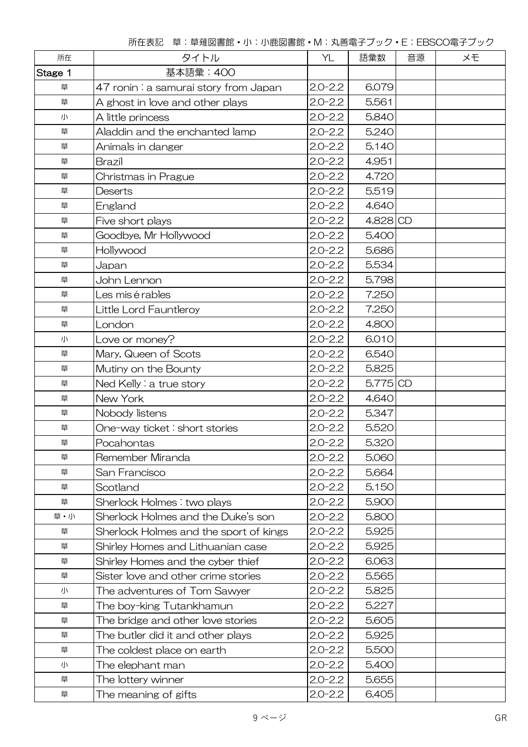所在表記　草：草薙図書館・小：小鹿図書館・M：丸善電子ブック・E：EBSCO電子ブック

| 所在 | タイトル | YL | 語彙数 | 音源 | メモ |
|---|---|---|---|---|---|
| Stage 1 | 基本語彙：400 | | | | |
| 草 | 47 ronin : a samurai story from Japan | 2.0-2.2 | 6,079 | | |
| 草 | A ghost in love and other plays | 2.0-2.2 | 5,561 | | |
| 小 | A little princess | 2.0-2.2 | 5,840 | | |
| 草 | Aladdin and the enchanted lamp | 2.0-2.2 | 5,240 | | |
| 草 | Animals in danger | 2.0-2.2 | 5,140 | | |
| 草 | Brazil | 2.0-2.2 | 4,951 | | |
| 草 | Christmas in Prague | 2.0-2.2 | 4,720 | | |
| 草 | Deserts | 2.0-2.2 | 5,519 | | |
| 草 | England | 2.0-2.2 | 4,640 | | |
| 草 | Five short plays | 2.0-2.2 | 4,828 | CD | |
| 草 | Goodbye, Mr Hollywood | 2.0-2.2 | 5,400 | | |
| 草 | Hollywood | 2.0-2.2 | 5,686 | | |
| 草 | Japan | 2.0-2.2 | 5,534 | | |
| 草 | John Lennon | 2.0-2.2 | 5,798 | | |
| 草 | Les misérables | 2.0-2.2 | 7,250 | | |
| 草 | Little Lord Fauntleroy | 2.0-2.2 | 7,250 | | |
| 草 | London | 2.0-2.2 | 4,800 | | |
| 小 | Love or money? | 2.0-2.2 | 6,010 | | |
| 草 | Mary, Queen of Scots | 2.0-2.2 | 6,540 | | |
| 草 | Mutiny on the Bounty | 2.0-2.2 | 5,825 | | |
| 草 | Ned Kelly : a true story | 2.0-2.2 | 5,775 | CD | |
| 草 | New York | 2.0-2.2 | 4,640 | | |
| 草 | Nobody listens | 2.0-2.2 | 5,347 | | |
| 草 | One-way ticket : short stories | 2.0-2.2 | 5,520 | | |
| 草 | Pocahontas | 2.0-2.2 | 5,320 | | |
| 草 | Remember Miranda | 2.0-2.2 | 5,060 | | |
| 草 | San Francisco | 2.0-2.2 | 5,664 | | |
| 草 | Scotland | 2.0-2.2 | 5,150 | | |
| 草 | Sherlock Holmes : two plays | 2.0-2.2 | 5,900 | | |
| 草・小 | Sherlock Holmes and the Duke's son | 2.0-2.2 | 5,800 | | |
| 草 | Sherlock Holmes and the sport of kings | 2.0-2.2 | 5,925 | | |
| 草 | Shirley Homes and Lithuanian case | 2.0-2.2 | 5,925 | | |
| 草 | Shirley Homes and the cyber thief | 2.0-2.2 | 6,063 | | |
| 草 | Sister love and other crime stories | 2.0-2.2 | 5,565 | | |
| 小 | The adventures of Tom Sawyer | 2.0-2.2 | 5,825 | | |
| 草 | The boy-king Tutankhamun | 2.0-2.2 | 5,227 | | |
| 草 | The bridge and other love stories | 2.0-2.2 | 5,605 | | |
| 草 | The butler did it and other plays | 2.0-2.2 | 5,925 | | |
| 草 | The coldest place on earth | 2.0-2.2 | 5,500 | | |
| 小 | The elephant man | 2.0-2.2 | 5,400 | | |
| 草 | The lottery winner | 2.0-2.2 | 5,655 | | |
| 草 | The meaning of gifts | 2.0-2.2 | 6,405 | | |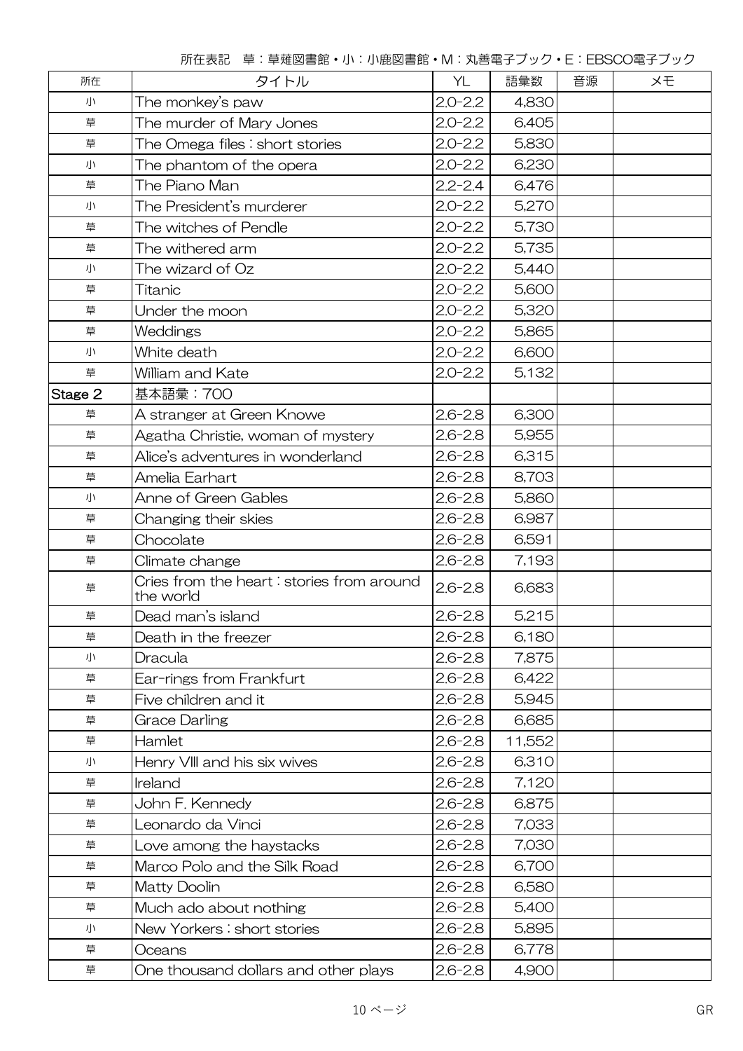所在表記　草：草薙図書館・小：小鹿図書館・M：丸善電子ブック・E：EBSCO電子ブック

| 所在 | タイトル | YL | 語彙数 | 音源 | メモ |
| --- | --- | --- | --- | --- | --- |
| 小 | The monkey's paw | 2.0-2.2 | 4,830 | | |
| 草 | The murder of Mary Jones | 2.0-2.2 | 6,405 | | |
| 草 | The Omega files : short stories | 2.0-2.2 | 5,830 | | |
| 小 | The phantom of the opera | 2.0-2.2 | 6,230 | | |
| 草 | The Piano Man | 2.2-2.4 | 6,476 | | |
| 小 | The President's murderer | 2.0-2.2 | 5,270 | | |
| 草 | The witches of Pendle | 2.0-2.2 | 5,730 | | |
| 草 | The withered arm | 2.0-2.2 | 5,735 | | |
| 小 | The wizard of Oz | 2.0-2.2 | 5,440 | | |
| 草 | Titanic | 2.0-2.2 | 5,600 | | |
| 草 | Under the moon | 2.0-2.2 | 5,320 | | |
| 草 | Weddings | 2.0-2.2 | 5,865 | | |
| 小 | White death | 2.0-2.2 | 6,600 | | |
| 草 | William and Kate | 2.0-2.2 | 5,132 | | |
| Stage 2 | 基本語彙：700 | | | | |
| 草 | A stranger at Green Knowe | 2.6-2.8 | 6,300 | | |
| 草 | Agatha Christie, woman of mystery | 2.6-2.8 | 5,955 | | |
| 草 | Alice's adventures in wonderland | 2.6-2.8 | 6,315 | | |
| 草 | Amelia Earhart | 2.6-2.8 | 8,703 | | |
| 小 | Anne of Green Gables | 2.6-2.8 | 5,860 | | |
| 草 | Changing their skies | 2.6-2.8 | 6,987 | | |
| 草 | Chocolate | 2.6-2.8 | 6,591 | | |
| 草 | Climate change | 2.6-2.8 | 7,193 | | |
| 草 | Cries from the heart : stories from around the world | 2.6-2.8 | 6,683 | | |
| 草 | Dead man's island | 2.6-2.8 | 5,215 | | |
| 草 | Death in the freezer | 2.6-2.8 | 6,180 | | |
| 小 | Dracula | 2.6-2.8 | 7,875 | | |
| 草 | Ear-rings from Frankfurt | 2.6-2.8 | 6,422 | | |
| 草 | Five children and it | 2.6-2.8 | 5,945 | | |
| 草 | Grace Darling | 2.6-2.8 | 6,685 | | |
| 草 | Hamlet | 2.6-2.8 | 11,552 | | |
| 小 | Henry VIII and his six wives | 2.6-2.8 | 6,310 | | |
| 草 | Ireland | 2.6-2.8 | 7,120 | | |
| 草 | John F. Kennedy | 2.6-2.8 | 6,875 | | |
| 草 | Leonardo da Vinci | 2.6-2.8 | 7,033 | | |
| 草 | Love among the haystacks | 2.6-2.8 | 7,030 | | |
| 草 | Marco Polo and the Silk Road | 2.6-2.8 | 6,700 | | |
| 草 | Matty Doolin | 2.6-2.8 | 6,580 | | |
| 草 | Much ado about nothing | 2.6-2.8 | 5,400 | | |
| 小 | New Yorkers : short stories | 2.6-2.8 | 5,895 | | |
| 草 | Oceans | 2.6-2.8 | 6,778 | | |
| 草 | One thousand dollars and other plays | 2.6-2.8 | 4,900 | | |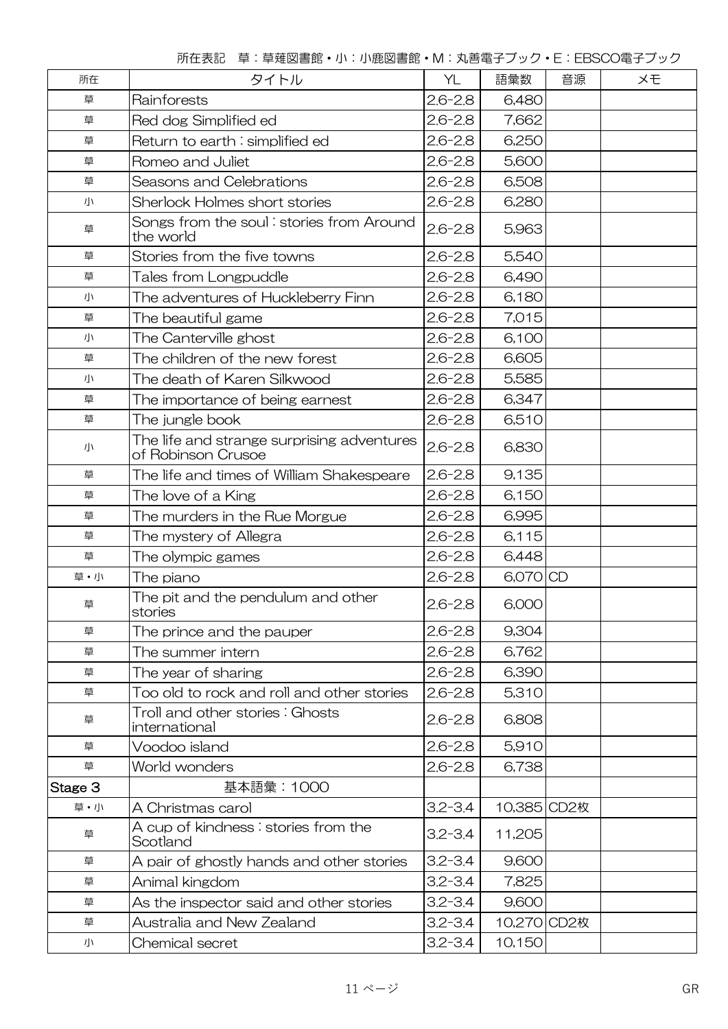所在表記　草：草薙図書館・小：小鹿図書館・M：丸善電子ブック・E：EBSCO電子ブック

| 所在 | タイトル | YL | 語彙数 | 音源 | メモ |
|---|---|---|---|---|---|
| 草 | Rainforests | 2.6-2.8 | 6,480 | | |
| 草 | Red dog Simplified ed | 2.6-2.8 | 7,662 | | |
| 草 | Return to earth : simplified ed | 2.6-2.8 | 6,250 | | |
| 草 | Romeo and Juliet | 2.6-2.8 | 5,600 | | |
| 草 | Seasons and Celebrations | 2.6-2.8 | 6,508 | | |
| 小 | Sherlock Holmes short stories | 2.6-2.8 | 6,280 | | |
| 草 | Songs from the soul : stories from Around the world | 2.6-2.8 | 5,963 | | |
| 草 | Stories from the five towns | 2.6-2.8 | 5,540 | | |
| 草 | Tales from Longpuddle | 2.6-2.8 | 6,490 | | |
| 小 | The adventures of Huckleberry Finn | 2.6-2.8 | 6,180 | | |
| 草 | The beautiful game | 2.6-2.8 | 7,015 | | |
| 小 | The Canterville ghost | 2.6-2.8 | 6,100 | | |
| 草 | The children of the new forest | 2.6-2.8 | 6,605 | | |
| 小 | The death of Karen Silkwood | 2.6-2.8 | 5,585 | | |
| 草 | The importance of being earnest | 2.6-2.8 | 6,347 | | |
| 草 | The jungle book | 2.6-2.8 | 6,510 | | |
| 小 | The life and strange surprising adventures of Robinson Crusoe | 2.6-2.8 | 6,830 | | |
| 草 | The life and times of William Shakespeare | 2.6-2.8 | 9,135 | | |
| 草 | The love of a King | 2.6-2.8 | 6,150 | | |
| 草 | The murders in the Rue Morgue | 2.6-2.8 | 6,995 | | |
| 草 | The mystery of Allegra | 2.6-2.8 | 6,115 | | |
| 草 | The olympic games | 2.6-2.8 | 6,448 | | |
| 草・小 | The piano | 2.6-2.8 | 6,070 | CD | |
| 草 | The pit and the pendulum and other stories | 2.6-2.8 | 6,000 | | |
| 草 | The prince and the pauper | 2.6-2.8 | 9,304 | | |
| 草 | The summer intern | 2.6-2.8 | 6,762 | | |
| 草 | The year of sharing | 2.6-2.8 | 6,390 | | |
| 草 | Too old to rock and roll and other stories | 2.6-2.8 | 5,310 | | |
| 草 | Troll and other stories : Ghosts international | 2.6-2.8 | 6,808 | | |
| 草 | Voodoo island | 2.6-2.8 | 5,910 | | |
| 草 | World wonders | 2.6-2.8 | 6,738 | | |
| Stage 3 | 基本語彙：1000 | | | | |
| 草・小 | A Christmas carol | 3.2-3.4 | 10,385 | CD2枚 | |
| 草 | A cup of kindness : stories from the Scotland | 3.2-3.4 | 11,205 | | |
| 草 | A pair of ghostly hands and other stories | 3.2-3.4 | 9,600 | | |
| 草 | Animal kingdom | 3.2-3.4 | 7,825 | | |
| 草 | As the inspector said and other stories | 3.2-3.4 | 9,600 | | |
| 草 | Australia and New Zealand | 3.2-3.4 | 10,270 | CD2枚 | |
| 小 | Chemical secret | 3.2-3.4 | 10,150 | | |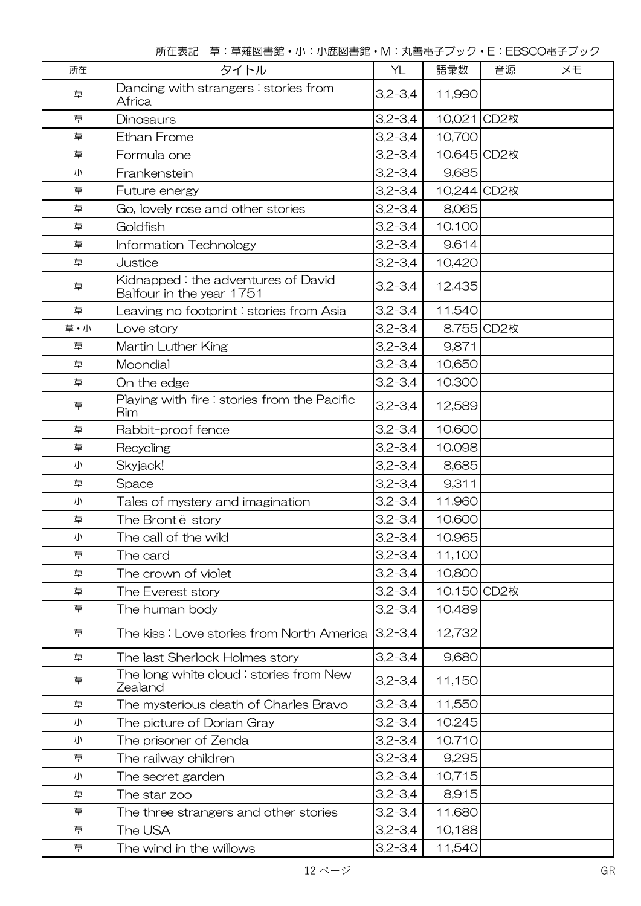所在表記　草：草薙図書館・小：小鹿図書館・M：丸善電子ブック・E：EBSCO電子ブック

| 所在 | タイトル | YL | 語彙数 | 音源 | メモ |
|---|---|---|---|---|---|
| 草 | Dancing with strangers : stories from Africa | 3.2-3.4 | 11,990 | | |
| 草 | Dinosaurs | 3.2-3.4 | 10,021 | CD2枚 | |
| 草 | Ethan Frome | 3.2-3.4 | 10,700 | | |
| 草 | Formula one | 3.2-3.4 | 10,645 | CD2枚 | |
| 小 | Frankenstein | 3.2-3.4 | 9,685 | | |
| 草 | Future energy | 3.2-3.4 | 10,244 | CD2枚 | |
| 草 | Go, lovely rose and other stories | 3.2-3.4 | 8,065 | | |
| 草 | Goldfish | 3.2-3.4 | 10,100 | | |
| 草 | Information Technology | 3.2-3.4 | 9,614 | | |
| 草 | Justice | 3.2-3.4 | 10,420 | | |
| 草 | Kidnapped : the adventures of David Balfour in the year 1751 | 3.2-3.4 | 12,435 | | |
| 草 | Leaving no footprint : stories from Asia | 3.2-3.4 | 11,540 | | |
| 草・小 | Love story | 3.2-3.4 | 8,755 | CD2枚 | |
| 草 | Martin Luther King | 3.2-3.4 | 9,871 | | |
| 草 | Moondial | 3.2-3.4 | 10,650 | | |
| 草 | On the edge | 3.2-3.4 | 10,300 | | |
| 草 | Playing with fire : stories from the Pacific Rim | 3.2-3.4 | 12,589 | | |
| 草 | Rabbit-proof fence | 3.2-3.4 | 10,600 | | |
| 草 | Recycling | 3.2-3.4 | 10,098 | | |
| 小 | Skyjack! | 3.2-3.4 | 8,685 | | |
| 草 | Space | 3.2-3.4 | 9,311 | | |
| 小 | Tales of mystery and imagination | 3.2-3.4 | 11,960 | | |
| 草 | The Brontë story | 3.2-3.4 | 10,600 | | |
| 小 | The call of the wild | 3.2-3.4 | 10,965 | | |
| 草 | The card | 3.2-3.4 | 11,100 | | |
| 草 | The crown of violet | 3.2-3.4 | 10,800 | | |
| 草 | The Everest story | 3.2-3.4 | 10,150 | CD2枚 | |
| 草 | The human body | 3.2-3.4 | 10,489 | | |
| 草 | The kiss : Love stories from North America | 3.2-3.4 | 12,732 | | |
| 草 | The last Sherlock Holmes story | 3.2-3.4 | 9,680 | | |
| 草 | The long white cloud : stories from New Zealand | 3.2-3.4 | 11,150 | | |
| 草 | The mysterious death of Charles Bravo | 3.2-3.4 | 11,550 | | |
| 小 | The picture of Dorian Gray | 3.2-3.4 | 10,245 | | |
| 小 | The prisoner of Zenda | 3.2-3.4 | 10,710 | | |
| 草 | The railway children | 3.2-3.4 | 9,295 | | |
| 小 | The secret garden | 3.2-3.4 | 10,715 | | |
| 草 | The star zoo | 3.2-3.4 | 8,915 | | |
| 草 | The three strangers and other stories | 3.2-3.4 | 11,680 | | |
| 草 | The USA | 3.2-3.4 | 10,188 | | |
| 草 | The wind in the willows | 3.2-3.4 | 11,540 | | |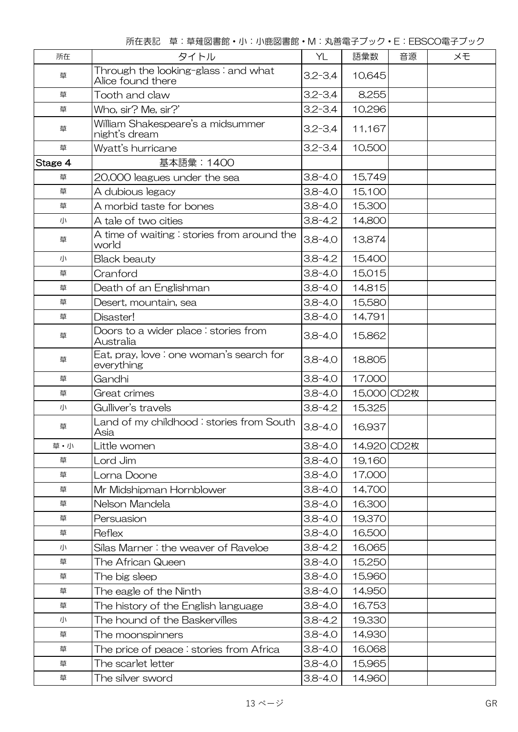所在表記　草：草薙図書館・小：小鹿図書館・M：丸善電子ブック・E：EBSCO電子ブック

| 所在 | タイトル | YL | 語彙数 | 音源 | メモ |
|---|---|---|---|---|---|
| 草 | Through the looking-glass : and what Alice found there | 3.2-3.4 | 10,645 | | |
| 草 | Tooth and claw | 3.2-3.4 | 8,255 | | |
| 草 | Who, sir? Me, sir?' | 3.2-3.4 | 10,296 | | |
| 草 | William Shakespeare's a midsummer night's dream | 3.2-3.4 | 11,167 | | |
| 草 | Wyatt's hurricane | 3.2-3.4 | 10,500 | | |
| **Stage 4** | 基本語彙：1400 | | | | |
| 草 | 20,000 leagues under the sea | 3.8-4.0 | 15,749 | | |
| 草 | A dubious legacy | 3.8-4.0 | 15,100 | | |
| 草 | A morbid taste for bones | 3.8-4.0 | 15,300 | | |
| 小 | A tale of two cities | 3.8-4.2 | 14,800 | | |
| 草 | A time of waiting : stories from around the world | 3.8-4.0 | 13,874 | | |
| 小 | Black beauty | 3.8-4.2 | 15,400 | | |
| 草 | Cranford | 3.8-4.0 | 15,015 | | |
| 草 | Death of an Englishman | 3.8-4.0 | 14,815 | | |
| 草 | Desert, mountain, sea | 3.8-4.0 | 15,580 | | |
| 草 | Disaster! | 3.8-4.0 | 14,791 | | |
| 草 | Doors to a wider place : stories from Australia | 3.8-4.0 | 15,862 | | |
| 草 | Eat, pray, love : one woman's search for everything | 3.8-4.0 | 18,805 | | |
| 草 | Gandhi | 3.8-4.0 | 17,000 | | |
| 草 | Great crimes | 3.8-4.0 | 15,000 | CD2枚 | |
| 小 | Gulliver's travels | 3.8-4.2 | 15,325 | | |
| 草 | Land of my childhood : stories from South Asia | 3.8-4.0 | 16,937 | | |
| 草・小 | Little women | 3.8-4.0 | 14,920 | CD2枚 | |
| 草 | Lord Jim | 3.8-4.0 | 19,160 | | |
| 草 | Lorna Doone | 3.8-4.0 | 17,000 | | |
| 草 | Mr Midshipman Hornblower | 3.8-4.0 | 14,700 | | |
| 草 | Nelson Mandela | 3.8-4.0 | 16,300 | | |
| 草 | Persuasion | 3.8-4.0 | 19,370 | | |
| 草 | Reflex | 3.8-4.0 | 16,500 | | |
| 小 | Silas Marner : the weaver of Raveloe | 3.8-4.2 | 16,065 | | |
| 草 | The African Queen | 3.8-4.0 | 15,250 | | |
| 草 | The big sleep | 3.8-4.0 | 15,960 | | |
| 草 | The eagle of the Ninth | 3.8-4.0 | 14,950 | | |
| 草 | The history of the English language | 3.8-4.0 | 16,753 | | |
| 小 | The hound of the Baskervilles | 3.8-4.2 | 19,330 | | |
| 草 | The moonspinners | 3.8-4.0 | 14,930 | | |
| 草 | The price of peace : stories from Africa | 3.8-4.0 | 16,068 | | |
| 草 | The scarlet letter | 3.8-4.0 | 15,965 | | |
| 草 | The silver sword | 3.8-4.0 | 14,960 | | |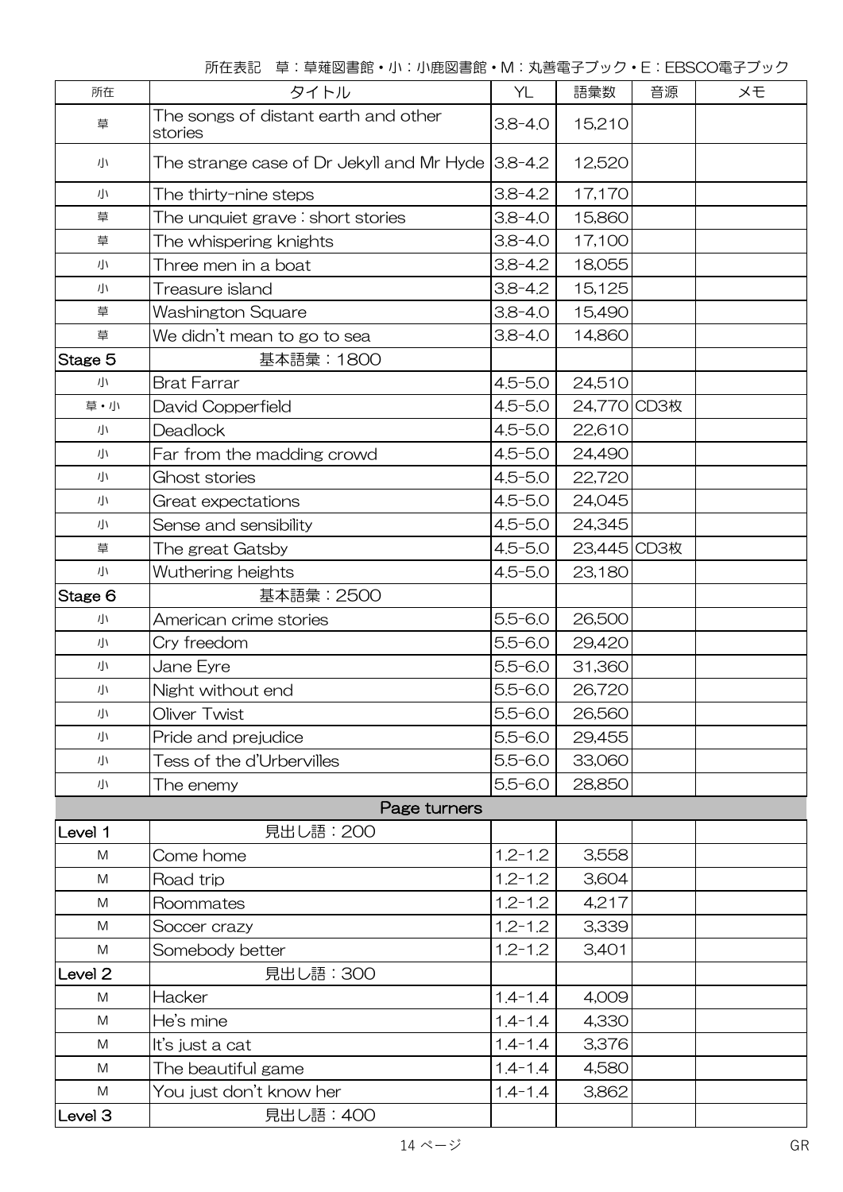所在表記　草：草薙図書館・小：小鹿図書館・M：丸善電子ブック・E：EBSCO電子ブック

| 所在 | タイトル | YL | 語彙数 | 音源 | メモ |
|---|---|---|---|---|---|
| 草 | The songs of distant earth and other stories | 3.8-4.0 | 15,210 | | |
| 小 | The strange case of Dr Jekyll and Mr Hyde | 3.8-4.2 | 12,520 | | |
| 小 | The thirty-nine steps | 3.8-4.2 | 17,170 | | |
| 草 | The unquiet grave : short stories | 3.8-4.0 | 15,860 | | |
| 草 | The whispering knights | 3.8-4.0 | 17,100 | | |
| 小 | Three men in a boat | 3.8-4.2 | 18,055 | | |
| 小 | Treasure island | 3.8-4.2 | 15,125 | | |
| 草 | Washington Square | 3.8-4.0 | 15,490 | | |
| 草 | We didn't mean to go to sea | 3.8-4.0 | 14,860 | | |
| Stage 5 | 基本語彙：1800 | | | | |
| 小 | Brat Farrar | 4.5-5.0 | 24,510 | | |
| 草・小 | David Copperfield | 4.5-5.0 | 24,770 | CD3枚 | |
| 小 | Deadlock | 4.5-5.0 | 22,610 | | |
| 小 | Far from the madding crowd | 4.5-5.0 | 24,490 | | |
| 小 | Ghost stories | 4.5-5.0 | 22,720 | | |
| 小 | Great expectations | 4.5-5.0 | 24,045 | | |
| 小 | Sense and sensibility | 4.5-5.0 | 24,345 | | |
| 草 | The great Gatsby | 4.5-5.0 | 23,445 | CD3枚 | |
| 小 | Wuthering heights | 4.5-5.0 | 23,180 | | |
| Stage 6 | 基本語彙：2500 | | | | |
| 小 | American crime stories | 5.5-6.0 | 26,500 | | |
| 小 | Cry freedom | 5.5-6.0 | 29,420 | | |
| 小 | Jane Eyre | 5.5-6.0 | 31,360 | | |
| 小 | Night without end | 5.5-6.0 | 26,720 | | |
| 小 | Oliver Twist | 5.5-6.0 | 26,560 | | |
| 小 | Pride and prejudice | 5.5-6.0 | 29,455 | | |
| 小 | Tess of the d'Urbervilles | 5.5-6.0 | 33,060 | | |
| 小 | The enemy | 5.5-6.0 | 28,850 | | |
| | **Page turners** | | | | |
| Level 1 | 見出し語：200 | | | | |
| M | Come home | 1.2-1.2 | 3,558 | | |
| M | Road trip | 1.2-1.2 | 3,604 | | |
| M | Roommates | 1.2-1.2 | 4,217 | | |
| M | Soccer crazy | 1.2-1.2 | 3,339 | | |
| M | Somebody better | 1.2-1.2 | 3,401 | | |
| Level 2 | 見出し語：300 | | | | |
| M | Hacker | 1.4-1.4 | 4,009 | | |
| M | He's mine | 1.4-1.4 | 4,330 | | |
| M | It's just a cat | 1.4-1.4 | 3,376 | | |
| M | The beautiful game | 1.4-1.4 | 4,580 | | |
| M | You just don't know her | 1.4-1.4 | 3,862 | | |
| Level 3 | 見出し語：400 | | | | |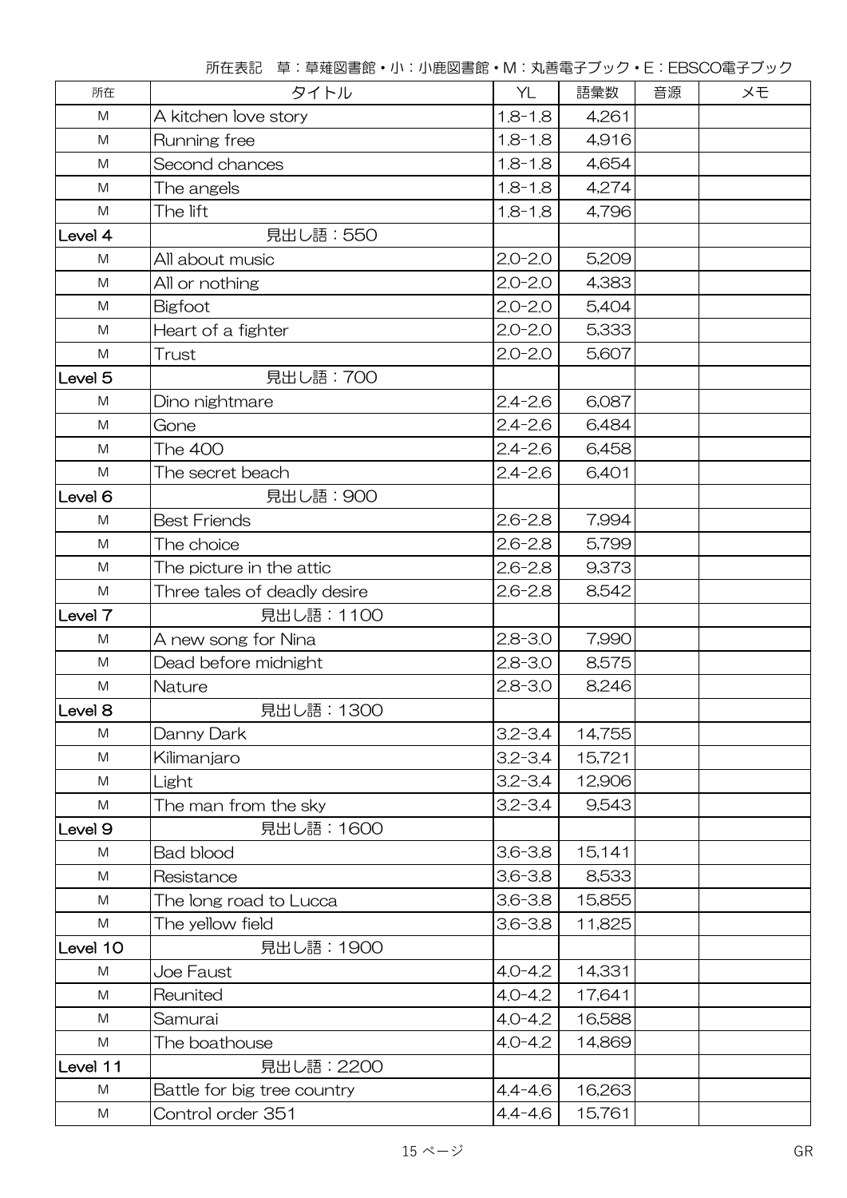所在表記　草：草薙図書館・小：小鹿図書館・M：丸善電子ブック・E：EBSCO電子ブック

| 所在 | タイトル | YL | 語彙数 | 音源 | メモ |
|---|---|---|---|---|---|
| M | A kitchen love story | 1.8-1.8 | 4,261 | | |
| M | Running free | 1.8-1.8 | 4,916 | | |
| M | Second chances | 1.8-1.8 | 4,654 | | |
| M | The angels | 1.8-1.8 | 4,274 | | |
| M | The lift | 1.8-1.8 | 4,796 | | |
| Level 4 | 見出し語：550 | | | | |
| M | All about music | 2.0-2.0 | 5,209 | | |
| M | All or nothing | 2.0-2.0 | 4,383 | | |
| M | Bigfoot | 2.0-2.0 | 5,404 | | |
| M | Heart of a fighter | 2.0-2.0 | 5,333 | | |
| M | Trust | 2.0-2.0 | 5,607 | | |
| Level 5 | 見出し語：700 | | | | |
| M | Dino nightmare | 2.4-2.6 | 6,087 | | |
| M | Gone | 2.4-2.6 | 6,484 | | |
| M | The 400 | 2.4-2.6 | 6,458 | | |
| M | The secret beach | 2.4-2.6 | 6,401 | | |
| Level 6 | 見出し語：900 | | | | |
| M | Best Friends | 2.6-2.8 | 7,994 | | |
| M | The choice | 2.6-2.8 | 5,799 | | |
| M | The picture in the attic | 2.6-2.8 | 9,373 | | |
| M | Three tales of deadly desire | 2.6-2.8 | 8,542 | | |
| Level 7 | 見出し語：1100 | | | | |
| M | A new song for Nina | 2.8-3.0 | 7,990 | | |
| M | Dead before midnight | 2.8-3.0 | 8,575 | | |
| M | Nature | 2.8-3.0 | 8,246 | | |
| Level 8 | 見出し語：1300 | | | | |
| M | Danny Dark | 3.2-3.4 | 14,755 | | |
| M | Kilimanjaro | 3.2-3.4 | 15,721 | | |
| M | Light | 3.2-3.4 | 12,906 | | |
| M | The man from the sky | 3.2-3.4 | 9,543 | | |
| Level 9 | 見出し語：1600 | | | | |
| M | Bad blood | 3.6-3.8 | 15,141 | | |
| M | Resistance | 3.6-3.8 | 8,533 | | |
| M | The long road to Lucca | 3.6-3.8 | 15,855 | | |
| M | The yellow field | 3.6-3.8 | 11,825 | | |
| Level 10 | 見出し語：1900 | | | | |
| M | Joe Faust | 4.0-4.2 | 14,331 | | |
| M | Reunited | 4.0-4.2 | 17,641 | | |
| M | Samurai | 4.0-4.2 | 16,588 | | |
| M | The boathouse | 4.0-4.2 | 14,869 | | |
| Level 11 | 見出し語：2200 | | | | |
| M | Battle for big tree country | 4.4-4.6 | 16,263 | | |
| M | Control order 351 | 4.4-4.6 | 15,761 | | |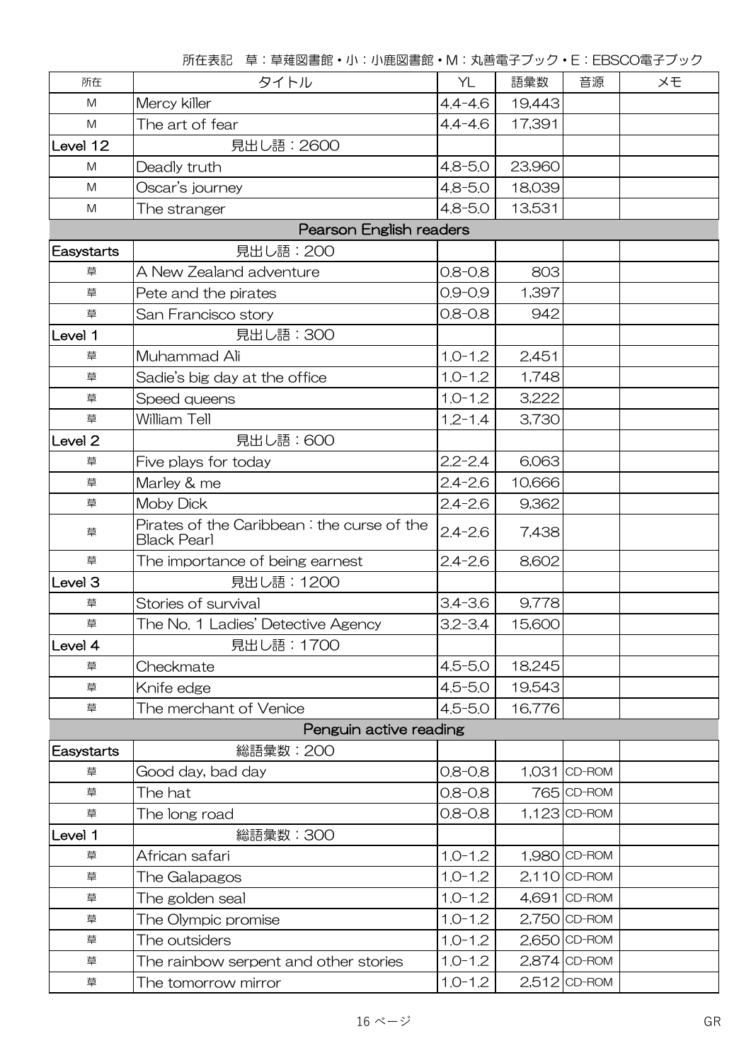所在表記　草：草薙図書館・小：小鹿図書館・M：丸善電子ブック・E：EBSCO電子ブック

| 所在 | タイトル | YL | 語彙数 | 音源 | メモ |
|---|---|---|---|---|---|
| M | Mercy killer | 4.4-4.6 | 19,443 | | |
| M | The art of fear | 4.4-4.6 | 17,391 | | |
| Level 12 | 見出し語：2600 | | | | |
| M | Deadly truth | 4.8-5.0 | 23,960 | | |
| M | Oscar's journey | 4.8-5.0 | 18,039 | | |
| M | The stranger | 4.8-5.0 | 13,531 | | |
| | Pearson English readers | | | | |
| Easystarts | 見出し語：200 | | | | |
| 草 | A New Zealand adventure | 0.8-0.8 | 803 | | |
| 草 | Pete and the pirates | 0.9-0.9 | 1,397 | | |
| 草 | San Francisco story | 0.8-0.8 | 942 | | |
| Level 1 | 見出し語：300 | | | | |
| 草 | Muhammad Ali | 1.0-1.2 | 2,451 | | |
| 草 | Sadie's big day at the office | 1.0-1.2 | 1,748 | | |
| 草 | Speed queens | 1.0-1.2 | 3,222 | | |
| 草 | William Tell | 1.2-1.4 | 3,730 | | |
| Level 2 | 見出し語：600 | | | | |
| 草 | Five plays for today | 2.2-2.4 | 6,063 | | |
| 草 | Marley & me | 2.4-2.6 | 10,666 | | |
| 草 | Moby Dick | 2.4-2.6 | 9,362 | | |
| 草 | Pirates of the Caribbean : the curse of the Black Pearl | 2.4-2.6 | 7,438 | | |
| 草 | The importance of being earnest | 2.4-2.6 | 8,602 | | |
| Level 3 | 見出し語：1200 | | | | |
| 草 | Stories of survival | 3.4-3.6 | 9,778 | | |
| 草 | The No. 1 Ladies' Detective Agency | 3.2-3.4 | 15,600 | | |
| Level 4 | 見出し語：1700 | | | | |
| 草 | Checkmate | 4.5-5.0 | 18,245 | | |
| 草 | Knife edge | 4.5-5.0 | 19,543 | | |
| 草 | The merchant of Venice | 4.5-5.0 | 16,776 | | |
| | Penguin active reading | | | | |
| Easystarts | 総語彙数：200 | | | | |
| 草 | Good day, bad day | 0.8-0.8 | 1,031 | CD-ROM | |
| 草 | The hat | 0.8-0.8 | 765 | CD-ROM | |
| 草 | The long road | 0.8-0.8 | 1,123 | CD-ROM | |
| Level 1 | 総語彙数：300 | | | | |
| 草 | African safari | 1.0-1.2 | 1,980 | CD-ROM | |
| 草 | The Galapagos | 1.0-1.2 | 2,110 | CD-ROM | |
| 草 | The golden seal | 1.0-1.2 | 4,691 | CD-ROM | |
| 草 | The Olympic promise | 1.0-1.2 | 2,750 | CD-ROM | |
| 草 | The outsiders | 1.0-1.2 | 2,650 | CD-ROM | |
| 草 | The rainbow serpent and other stories | 1.0-1.2 | 2,874 | CD-ROM | |
| 草 | The tomorrow mirror | 1.0-1.2 | 2,512 | CD-ROM | |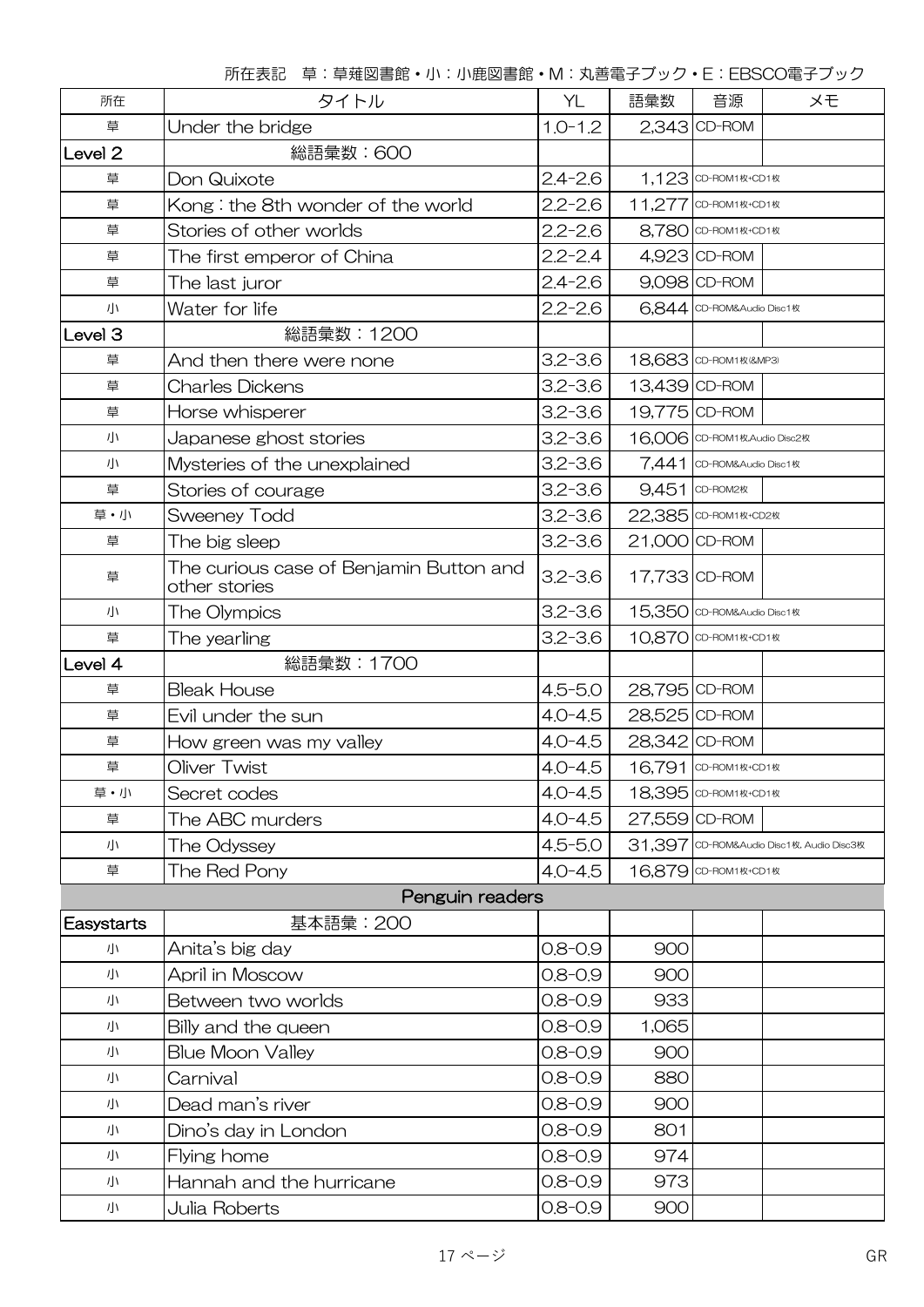所在表記　草：草薙図書館・小：小鹿図書館・M：丸善電子ブック・E：EBSCO電子ブック

| 所在 | タイトル | YL | 語彙数 | 音源 | メモ |
|---|---|---|---|---|---|
| 草 | Under the bridge | 1.0-1.2 | 2,343 | CD-ROM | |
| Level 2 | 総語彙数：600 | | | | |
| 草 | Don Quixote | 2.4-2.6 | 1,123 | CD-ROM1枚+CD1枚 | |
| 草 | Kong : the 8th wonder of the world | 2.2-2.6 | 11,277 | CD-ROM1枚+CD1枚 | |
| 草 | Stories of other worlds | 2.2-2.6 | 8,780 | CD-ROM1枚+CD1枚 | |
| 草 | The first emperor of China | 2.2-2.4 | 4,923 | CD-ROM | |
| 草 | The last juror | 2.4-2.6 | 9,098 | CD-ROM | |
| 小 | Water for life | 2.2-2.6 | 6,844 | CD-ROM&Audio Disc1枚 | |
| Level 3 | 総語彙数：1200 | | | | |
| 草 | And then there were none | 3.2-3.6 | 18,683 | CD-ROM1枚(&MP3) | |
| 草 | Charles Dickens | 3.2-3.6 | 13,439 | CD-ROM | |
| 草 | Horse whisperer | 3.2-3.6 | 19,775 | CD-ROM | |
| 小 | Japanese ghost stories | 3.2-3.6 | 16,006 | CD-ROM1枚,Audio Disc2枚 | |
| 小 | Mysteries of the unexplained | 3.2-3.6 | 7,441 | CD-ROM&Audio Disc1枚 | |
| 草 | Stories of courage | 3.2-3.6 | 9,451 | CD-ROM2枚 | |
| 草・小 | Sweeney Todd | 3.2-3.6 | 22,385 | CD-ROM1枚+CD2枚 | |
| 草 | The big sleep | 3.2-3.6 | 21,000 | CD-ROM | |
| 草 | The curious case of Benjamin Button and other stories | 3.2-3.6 | 17,733 | CD-ROM | |
| 小 | The Olympics | 3.2-3.6 | 15,350 | CD-ROM&Audio Disc1枚 | |
| 草 | The yearling | 3.2-3.6 | 10,870 | CD-ROM1枚+CD1枚 | |
| Level 4 | 総語彙数：1700 | | | | |
| 草 | Bleak House | 4.5-5.0 | 28,795 | CD-ROM | |
| 草 | Evil under the sun | 4.0-4.5 | 28,525 | CD-ROM | |
| 草 | How green was my valley | 4.0-4.5 | 28,342 | CD-ROM | |
| 草 | Oliver Twist | 4.0-4.5 | 16,791 | CD-ROM1枚+CD1枚 | |
| 草・小 | Secret codes | 4.0-4.5 | 18,395 | CD-ROM1枚+CD1枚 | |
| 草 | The ABC murders | 4.0-4.5 | 27,559 | CD-ROM | |
| 小 | The Odyssey | 4.5-5.0 | 31,397 | CD-ROM&Audio Disc1枚, Audio Disc3枚 | |
| 草 | The Red Pony | 4.0-4.5 | 16,879 | CD-ROM1枚+CD1枚 | |
| | **Penguin readers** | | | | |
| Easystarts | 基本語彙：200 | | | | |
| 小 | Anita's big day | 0.8-0.9 | 900 | | |
| 小 | April in Moscow | 0.8-0.9 | 900 | | |
| 小 | Between two worlds | 0.8-0.9 | 933 | | |
| 小 | Billy and the queen | 0.8-0.9 | 1,065 | | |
| 小 | Blue Moon Valley | 0.8-0.9 | 900 | | |
| 小 | Carnival | 0.8-0.9 | 880 | | |
| 小 | Dead man's river | 0.8-0.9 | 900 | | |
| 小 | Dino's day in London | 0.8-0.9 | 801 | | |
| 小 | Flying home | 0.8-0.9 | 974 | | |
| 小 | Hannah and the hurricane | 0.8-0.9 | 973 | | |
| 小 | Julia Roberts | 0.8-0.9 | 900 | | |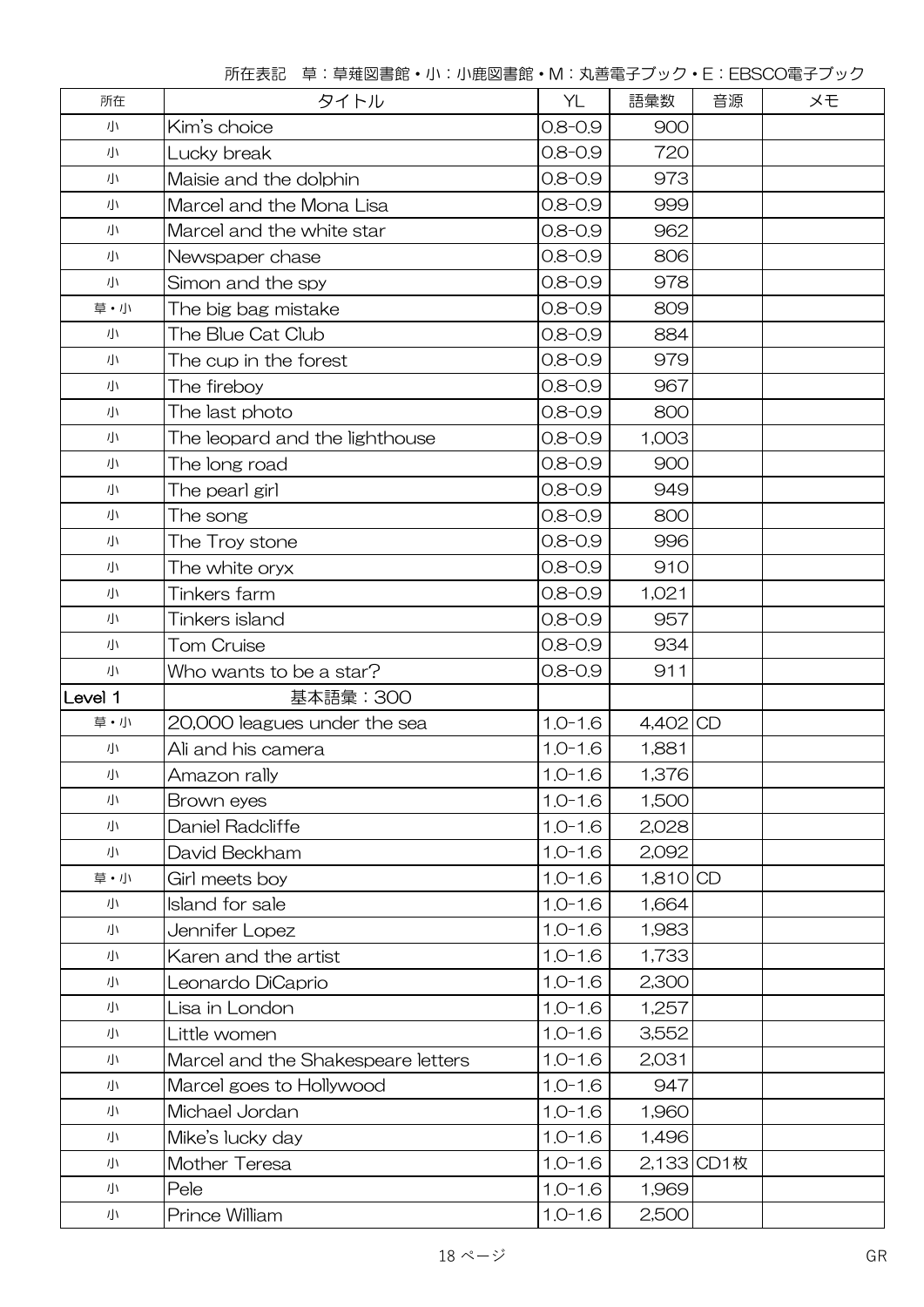所在表記　草：草薙図書館・小：小鹿図書館・M：丸善電子ブック・E：EBSCO電子ブック

| 所在 | タイトル | YL | 語彙数 | 音源 | メモ |
|---|---|---|---|---|---|
| 小 | Kim's choice | 0.8-0.9 | 900 | | |
| 小 | Lucky break | 0.8-0.9 | 720 | | |
| 小 | Maisie and the dolphin | 0.8-0.9 | 973 | | |
| 小 | Marcel and the Mona Lisa | 0.8-0.9 | 999 | | |
| 小 | Marcel and the white star | 0.8-0.9 | 962 | | |
| 小 | Newspaper chase | 0.8-0.9 | 806 | | |
| 小 | Simon and the spy | 0.8-0.9 | 978 | | |
| 草・小 | The big bag mistake | 0.8-0.9 | 809 | | |
| 小 | The Blue Cat Club | 0.8-0.9 | 884 | | |
| 小 | The cup in the forest | 0.8-0.9 | 979 | | |
| 小 | The fireboy | 0.8-0.9 | 967 | | |
| 小 | The last photo | 0.8-0.9 | 800 | | |
| 小 | The leopard and the lighthouse | 0.8-0.9 | 1,003 | | |
| 小 | The long road | 0.8-0.9 | 900 | | |
| 小 | The pearl girl | 0.8-0.9 | 949 | | |
| 小 | The song | 0.8-0.9 | 800 | | |
| 小 | The Troy stone | 0.8-0.9 | 996 | | |
| 小 | The white oryx | 0.8-0.9 | 910 | | |
| 小 | Tinkers farm | 0.8-0.9 | 1,021 | | |
| 小 | Tinkers island | 0.8-0.9 | 957 | | |
| 小 | Tom Cruise | 0.8-0.9 | 934 | | |
| 小 | Who wants to be a star? | 0.8-0.9 | 911 | | |
| Level 1 | 基本語彙：300 | | | | |
| 草・小 | 20,000 leagues under the sea | 1.0-1.6 | 4,402 | CD | |
| 小 | Ali and his camera | 1.0-1.6 | 1,881 | | |
| 小 | Amazon rally | 1.0-1.6 | 1,376 | | |
| 小 | Brown eyes | 1.0-1.6 | 1,500 | | |
| 小 | Daniel Radcliffe | 1.0-1.6 | 2,028 | | |
| 小 | David Beckham | 1.0-1.6 | 2,092 | | |
| 草・小 | Girl meets boy | 1.0-1.6 | 1,810 | CD | |
| 小 | Island for sale | 1.0-1.6 | 1,664 | | |
| 小 | Jennifer Lopez | 1.0-1.6 | 1,983 | | |
| 小 | Karen and the artist | 1.0-1.6 | 1,733 | | |
| 小 | Leonardo DiCaprio | 1.0-1.6 | 2,300 | | |
| 小 | Lisa in London | 1.0-1.6 | 1,257 | | |
| 小 | Little women | 1.0-1.6 | 3,552 | | |
| 小 | Marcel and the Shakespeare letters | 1.0-1.6 | 2,031 | | |
| 小 | Marcel goes to Hollywood | 1.0-1.6 | 947 | | |
| 小 | Michael Jordan | 1.0-1.6 | 1,960 | | |
| 小 | Mike's lucky day | 1.0-1.6 | 1,496 | | |
| 小 | Mother Teresa | 1.0-1.6 | 2,133 | CD1枚 | |
| 小 | Pele | 1.0-1.6 | 1,969 | | |
| 小 | Prince William | 1.0-1.6 | 2,500 | | |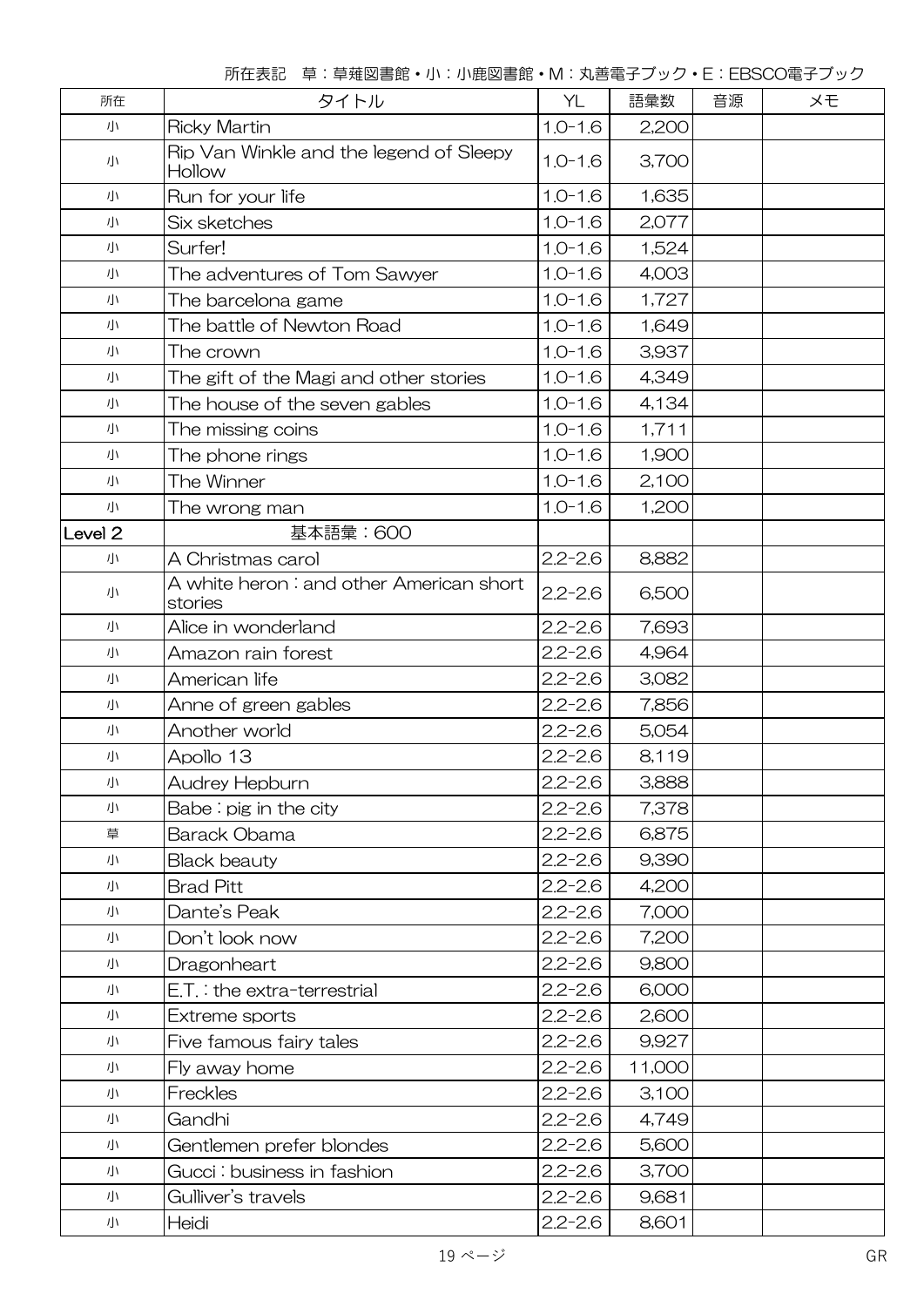所在表記　草：草薙図書館・小：小鹿図書館・M：丸善電子ブック・E：EBSCO電子ブック

| 所在 | タイトル | YL | 語彙数 | 音源 | メモ |
|---|---|---|---|---|---|
| 小 | Ricky Martin | 1.0-1.6 | 2,200 | | |
| 小 | Rip Van Winkle and the legend of Sleepy Hollow | 1.0-1.6 | 3,700 | | |
| 小 | Run for your life | 1.0-1.6 | 1,635 | | |
| 小 | Six sketches | 1.0-1.6 | 2,077 | | |
| 小 | Surfer! | 1.0-1.6 | 1,524 | | |
| 小 | The adventures of Tom Sawyer | 1.0-1.6 | 4,003 | | |
| 小 | The barcelona game | 1.0-1.6 | 1,727 | | |
| 小 | The battle of Newton Road | 1.0-1.6 | 1,649 | | |
| 小 | The crown | 1.0-1.6 | 3,937 | | |
| 小 | The gift of the Magi and other stories | 1.0-1.6 | 4,349 | | |
| 小 | The house of the seven gables | 1.0-1.6 | 4,134 | | |
| 小 | The missing coins | 1.0-1.6 | 1,711 | | |
| 小 | The phone rings | 1.0-1.6 | 1,900 | | |
| 小 | The Winner | 1.0-1.6 | 2,100 | | |
| 小 | The wrong man | 1.0-1.6 | 1,200 | | |
| Level 2 | 基本語彙：600 | | | | |
| 小 | A Christmas carol | 2.2-2.6 | 8,882 | | |
| 小 | A white heron : and other American short stories | 2.2-2.6 | 6,500 | | |
| 小 | Alice in wonderland | 2.2-2.6 | 7,693 | | |
| 小 | Amazon rain forest | 2.2-2.6 | 4,964 | | |
| 小 | American life | 2.2-2.6 | 3,082 | | |
| 小 | Anne of green gables | 2.2-2.6 | 7,856 | | |
| 小 | Another world | 2.2-2.6 | 5,054 | | |
| 小 | Apollo 13 | 2.2-2.6 | 8,119 | | |
| 小 | Audrey Hepburn | 2.2-2.6 | 3,888 | | |
| 小 | Babe : pig in the city | 2.2-2.6 | 7,378 | | |
| 草 | Barack Obama | 2.2-2.6 | 6,875 | | |
| 小 | Black beauty | 2.2-2.6 | 9,390 | | |
| 小 | Brad Pitt | 2.2-2.6 | 4,200 | | |
| 小 | Dante's Peak | 2.2-2.6 | 7,000 | | |
| 小 | Don't look now | 2.2-2.6 | 7,200 | | |
| 小 | Dragonheart | 2.2-2.6 | 9,800 | | |
| 小 | E.T. : the extra-terrestrial | 2.2-2.6 | 6,000 | | |
| 小 | Extreme sports | 2.2-2.6 | 2,600 | | |
| 小 | Five famous fairy tales | 2.2-2.6 | 9,927 | | |
| 小 | Fly away home | 2.2-2.6 | 11,000 | | |
| 小 | Freckles | 2.2-2.6 | 3,100 | | |
| 小 | Gandhi | 2.2-2.6 | 4,749 | | |
| 小 | Gentlemen prefer blondes | 2.2-2.6 | 5,600 | | |
| 小 | Gucci : business in fashion | 2.2-2.6 | 3,700 | | |
| 小 | Gulliver's travels | 2.2-2.6 | 9,681 | | |
| 小 | Heidi | 2.2-2.6 | 8,601 | | |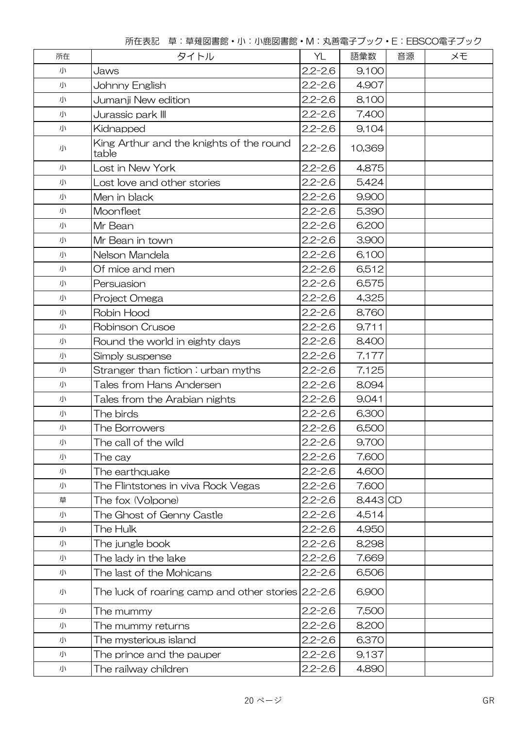所在表記　草：草薙図書館・小：小鹿図書館・M：丸善電子ブック・E：EBSCO電子ブック

| 所在 | タイトル | YL | 語彙数 | 音源 | メモ |
|---|---|---|---|---|---|
| 小 | Jaws | 2.2-2.6 | 9,100 | | |
| 小 | Johnny English | 2.2-2.6 | 4,907 | | |
| 小 | Jumanji New edition | 2.2-2.6 | 8,100 | | |
| 小 | Jurassic park III | 2.2-2.6 | 7,400 | | |
| 小 | Kidnapped | 2.2-2.6 | 9,104 | | |
| 小 | King Arthur and the knights of the round table | 2.2-2.6 | 10,369 | | |
| 小 | Lost in New York | 2.2-2.6 | 4,875 | | |
| 小 | Lost love and other stories | 2.2-2.6 | 5,424 | | |
| 小 | Men in black | 2.2-2.6 | 9,900 | | |
| 小 | Moonfleet | 2.2-2.6 | 5,390 | | |
| 小 | Mr Bean | 2.2-2.6 | 6,200 | | |
| 小 | Mr Bean in town | 2.2-2.6 | 3,900 | | |
| 小 | Nelson Mandela | 2.2-2.6 | 6,100 | | |
| 小 | Of mice and men | 2.2-2.6 | 6,512 | | |
| 小 | Persuasion | 2.2-2.6 | 6,575 | | |
| 小 | Project Omega | 2.2-2.6 | 4,325 | | |
| 小 | Robin Hood | 2.2-2.6 | 8,760 | | |
| 小 | Robinson Crusoe | 2.2-2.6 | 9,711 | | |
| 小 | Round the world in eighty days | 2.2-2.6 | 8,400 | | |
| 小 | Simply suspense | 2.2-2.6 | 7,177 | | |
| 小 | Stranger than fiction : urban myths | 2.2-2.6 | 7,125 | | |
| 小 | Tales from Hans Andersen | 2.2-2.6 | 8,094 | | |
| 小 | Tales from the Arabian nights | 2.2-2.6 | 9,041 | | |
| 小 | The birds | 2.2-2.6 | 6,300 | | |
| 小 | The Borrowers | 2.2-2.6 | 6,500 | | |
| 小 | The call of the wild | 2.2-2.6 | 9,700 | | |
| 小 | The cay | 2.2-2.6 | 7,600 | | |
| 小 | The earthquake | 2.2-2.6 | 4,600 | | |
| 小 | The Flintstones in viva Rock Vegas | 2.2-2.6 | 7,600 | | |
| 草 | The fox (Volpone) | 2.2-2.6 | 8,443 | CD | |
| 小 | The Ghost of Genny Castle | 2.2-2.6 | 4,514 | | |
| 小 | The Hulk | 2.2-2.6 | 4,950 | | |
| 小 | The jungle book | 2.2-2.6 | 8,298 | | |
| 小 | The lady in the lake | 2.2-2.6 | 7,669 | | |
| 小 | The last of the Mohicans | 2.2-2.6 | 6,506 | | |
| 小 | The luck of roaring camp and other stories | 2.2-2.6 | 6,900 | | |
| 小 | The mummy | 2.2-2.6 | 7,500 | | |
| 小 | The mummy returns | 2.2-2.6 | 8,200 | | |
| 小 | The mysterious island | 2.2-2.6 | 6,370 | | |
| 小 | The prince and the pauper | 2.2-2.6 | 9,137 | | |
| 小 | The railway children | 2.2-2.6 | 4,890 | | |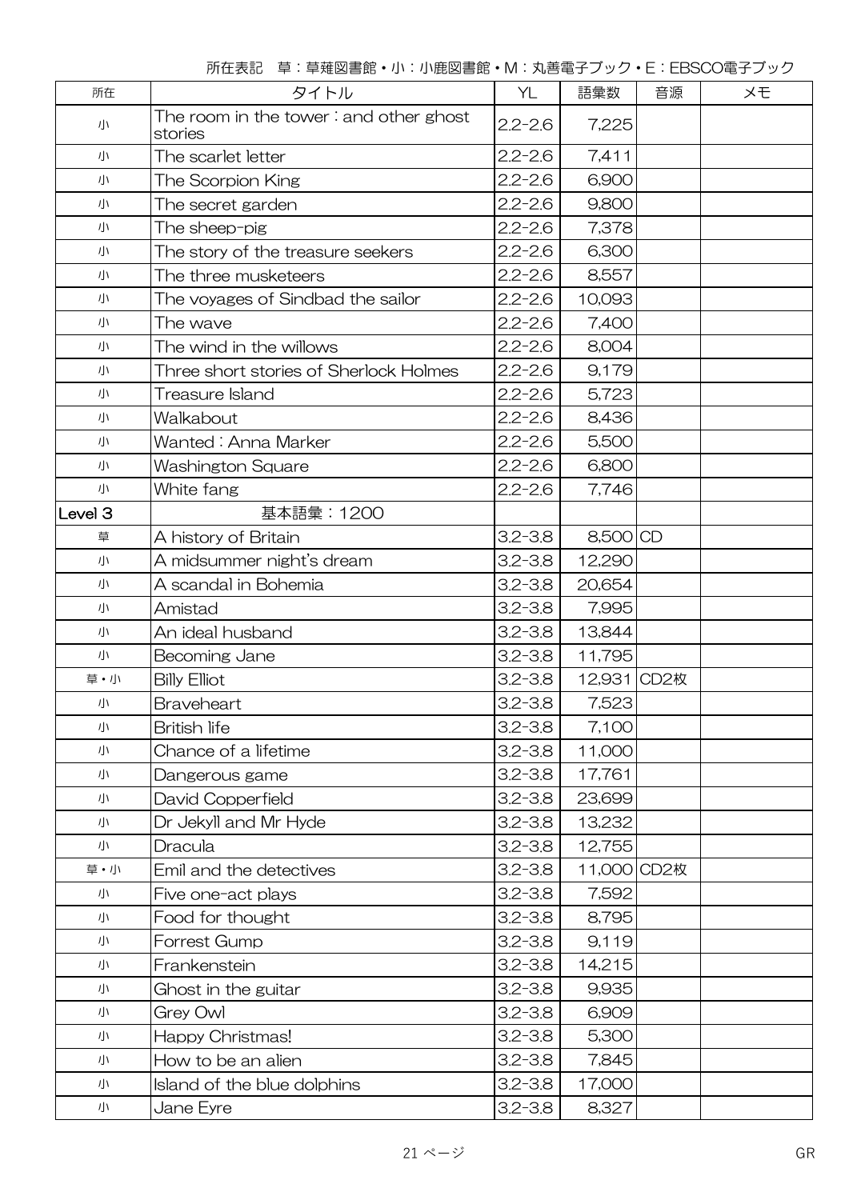所在表記　草：草薙図書館・小：小鹿図書館・M：丸善電子ブック・E：EBSCO電子ブック

| 所在 | タイトル | YL | 語彙数 | 音源 | メモ |
|---|---|---|---|---|---|
| 小 | The room in the tower : and other ghost stories | 2.2-2.6 | 7,225 | | |
| 小 | The scarlet letter | 2.2-2.6 | 7,411 | | |
| 小 | The Scorpion King | 2.2-2.6 | 6,900 | | |
| 小 | The secret garden | 2.2-2.6 | 9,800 | | |
| 小 | The sheep-pig | 2.2-2.6 | 7,378 | | |
| 小 | The story of the treasure seekers | 2.2-2.6 | 6,300 | | |
| 小 | The three musketeers | 2.2-2.6 | 8,557 | | |
| 小 | The voyages of Sindbad the sailor | 2.2-2.6 | 10,093 | | |
| 小 | The wave | 2.2-2.6 | 7,400 | | |
| 小 | The wind in the willows | 2.2-2.6 | 8,004 | | |
| 小 | Three short stories of Sherlock Holmes | 2.2-2.6 | 9,179 | | |
| 小 | Treasure Island | 2.2-2.6 | 5,723 | | |
| 小 | Walkabout | 2.2-2.6 | 8,436 | | |
| 小 | Wanted : Anna Marker | 2.2-2.6 | 5,500 | | |
| 小 | Washington Square | 2.2-2.6 | 6,800 | | |
| 小 | White fang | 2.2-2.6 | 7,746 | | |
| **Level 3** | 基本語彙：1200 | | | | |
| 草 | A history of Britain | 3.2-3.8 | 8,500 | CD | |
| 小 | A midsummer night's dream | 3.2-3.8 | 12,290 | | |
| 小 | A scandal in Bohemia | 3.2-3.8 | 20,654 | | |
| 小 | Amistad | 3.2-3.8 | 7,995 | | |
| 小 | An ideal husband | 3.2-3.8 | 13,844 | | |
| 小 | Becoming Jane | 3.2-3.8 | 11,795 | | |
| 草・小 | Billy Elliot | 3.2-3.8 | 12,931 | CD2枚 | |
| 小 | Braveheart | 3.2-3.8 | 7,523 | | |
| 小 | British life | 3.2-3.8 | 7,100 | | |
| 小 | Chance of a lifetime | 3.2-3.8 | 11,000 | | |
| 小 | Dangerous game | 3.2-3.8 | 17,761 | | |
| 小 | David Copperfield | 3.2-3.8 | 23,699 | | |
| 小 | Dr Jekyll and Mr Hyde | 3.2-3.8 | 13,232 | | |
| 小 | Dracula | 3.2-3.8 | 12,755 | | |
| 草・小 | Emil and the detectives | 3.2-3.8 | 11,000 | CD2枚 | |
| 小 | Five one-act plays | 3.2-3.8 | 7,592 | | |
| 小 | Food for thought | 3.2-3.8 | 8,795 | | |
| 小 | Forrest Gump | 3.2-3.8 | 9,119 | | |
| 小 | Frankenstein | 3.2-3.8 | 14,215 | | |
| 小 | Ghost in the guitar | 3.2-3.8 | 9,935 | | |
| 小 | Grey Owl | 3.2-3.8 | 6,909 | | |
| 小 | Happy Christmas! | 3.2-3.8 | 5,300 | | |
| 小 | How to be an alien | 3.2-3.8 | 7,845 | | |
| 小 | Island of the blue dolphins | 3.2-3.8 | 17,000 | | |
| 小 | Jane Eyre | 3.2-3.8 | 8,327 | | |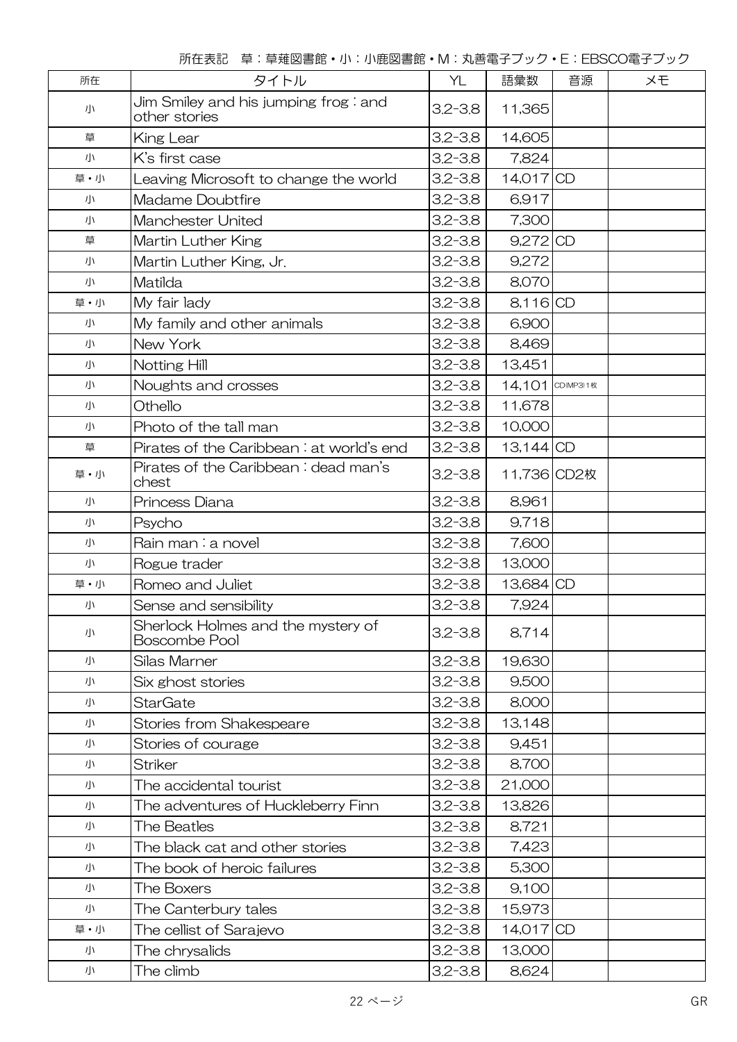所在表記　草：草薙図書館・小：小鹿図書館・M：丸善電子ブック・E：EBSCO電子ブック

| 所在 | タイトル | YL | 語彙数 | 音源 | メモ |
|---|---|---|---|---|---|
| 小 | Jim Smiley and his jumping frog : and other stories | 3.2-3.8 | 11,365 | | |
| 草 | King Lear | 3.2-3.8 | 14,605 | | |
| 小 | K's first case | 3.2-3.8 | 7,824 | | |
| 草・小 | Leaving Microsoft to change the world | 3.2-3.8 | 14,017 | CD | |
| 小 | Madame Doubtfire | 3.2-3.8 | 6,917 | | |
| 小 | Manchester United | 3.2-3.8 | 7,300 | | |
| 草 | Martin Luther King | 3.2-3.8 | 9,272 | CD | |
| 小 | Martin Luther King, Jr. | 3.2-3.8 | 9,272 | | |
| 小 | Matilda | 3.2-3.8 | 8,070 | | |
| 草・小 | My fair lady | 3.2-3.8 | 8,116 | CD | |
| 小 | My family and other animals | 3.2-3.8 | 6,900 | | |
| 小 | New York | 3.2-3.8 | 8,469 | | |
| 小 | Notting Hill | 3.2-3.8 | 13,451 | | |
| 小 | Noughts and crosses | 3.2-3.8 | 14,101 | CD(MP3)1枚 | |
| 小 | Othello | 3.2-3.8 | 11,678 | | |
| 小 | Photo of the tall man | 3.2-3.8 | 10,000 | | |
| 草 | Pirates of the Caribbean : at world's end | 3.2-3.8 | 13,144 | CD | |
| 草・小 | Pirates of the Caribbean : dead man's chest | 3.2-3.8 | 11,736 | CD2枚 | |
| 小 | Princess Diana | 3.2-3.8 | 8,961 | | |
| 小 | Psycho | 3.2-3.8 | 9,718 | | |
| 小 | Rain man : a novel | 3.2-3.8 | 7,600 | | |
| 小 | Rogue trader | 3.2-3.8 | 13,000 | | |
| 草・小 | Romeo and Juliet | 3.2-3.8 | 13,684 | CD | |
| 小 | Sense and sensibility | 3.2-3.8 | 7,924 | | |
| 小 | Sherlock Holmes and the mystery of Boscombe Pool | 3.2-3.8 | 8,714 | | |
| 小 | Silas Marner | 3.2-3.8 | 19,630 | | |
| 小 | Six ghost stories | 3.2-3.8 | 9,500 | | |
| 小 | StarGate | 3.2-3.8 | 8,000 | | |
| 小 | Stories from Shakespeare | 3.2-3.8 | 13,148 | | |
| 小 | Stories of courage | 3.2-3.8 | 9,451 | | |
| 小 | Striker | 3.2-3.8 | 8,700 | | |
| 小 | The accidental tourist | 3.2-3.8 | 21,000 | | |
| 小 | The adventures of Huckleberry Finn | 3.2-3.8 | 13,826 | | |
| 小 | The Beatles | 3.2-3.8 | 8,721 | | |
| 小 | The black cat and other stories | 3.2-3.8 | 7,423 | | |
| 小 | The book of heroic failures | 3.2-3.8 | 5,300 | | |
| 小 | The Boxers | 3.2-3.8 | 9,100 | | |
| 小 | The Canterbury tales | 3.2-3.8 | 15,973 | | |
| 草・小 | The cellist of Sarajevo | 3.2-3.8 | 14,017 | CD | |
| 小 | The chrysalids | 3.2-3.8 | 13,000 | | |
| 小 | The climb | 3.2-3.8 | 8,624 | | |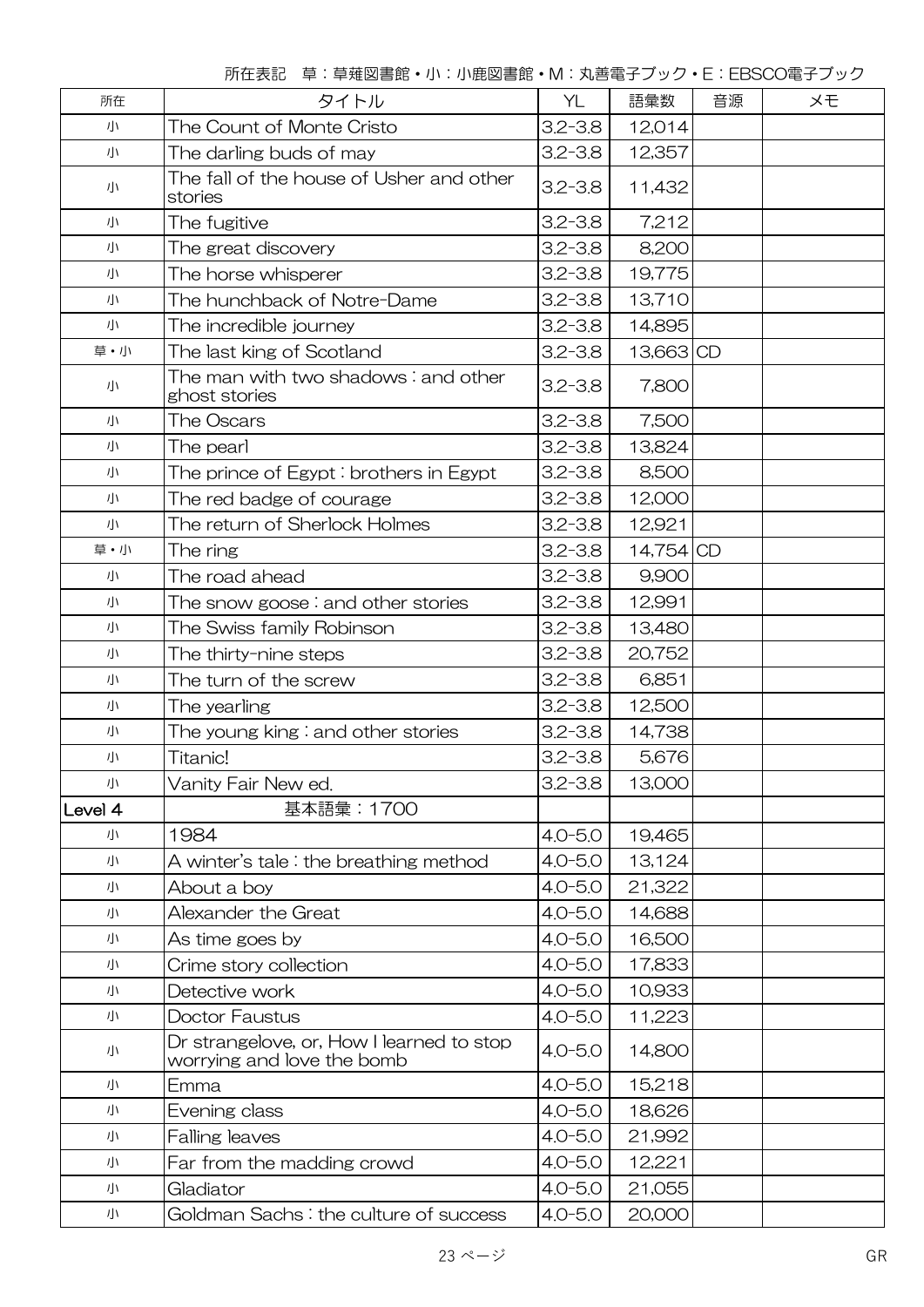所在表記　草：草薙図書館・小：小鹿図書館・M：丸善電子ブック・E：EBSCO電子ブック

| 所在 | タイトル | YL | 語彙数 | 音源 | メモ |
|---|---|---|---|---|---|
| 小 | The Count of Monte Cristo | 3.2-3.8 | 12,014 | | |
| 小 | The darling buds of may | 3.2-3.8 | 12,357 | | |
| 小 | The fall of the house of Usher and other stories | 3.2-3.8 | 11,432 | | |
| 小 | The fugitive | 3.2-3.8 | 7,212 | | |
| 小 | The great discovery | 3.2-3.8 | 8,200 | | |
| 小 | The horse whisperer | 3.2-3.8 | 19,775 | | |
| 小 | The hunchback of Notre-Dame | 3.2-3.8 | 13,710 | | |
| 小 | The incredible journey | 3.2-3.8 | 14,895 | | |
| 草・小 | The last king of Scotland | 3.2-3.8 | 13,663 | CD | |
| 小 | The man with two shadows : and other ghost stories | 3.2-3.8 | 7,800 | | |
| 小 | The Oscars | 3.2-3.8 | 7,500 | | |
| 小 | The pearl | 3.2-3.8 | 13,824 | | |
| 小 | The prince of Egypt : brothers in Egypt | 3.2-3.8 | 8,500 | | |
| 小 | The red badge of courage | 3.2-3.8 | 12,000 | | |
| 小 | The return of Sherlock Holmes | 3.2-3.8 | 12,921 | | |
| 草・小 | The ring | 3.2-3.8 | 14,754 | CD | |
| 小 | The road ahead | 3.2-3.8 | 9,900 | | |
| 小 | The snow goose : and other stories | 3.2-3.8 | 12,991 | | |
| 小 | The Swiss family Robinson | 3.2-3.8 | 13,480 | | |
| 小 | The thirty-nine steps | 3.2-3.8 | 20,752 | | |
| 小 | The turn of the screw | 3.2-3.8 | 6,851 | | |
| 小 | The yearling | 3.2-3.8 | 12,500 | | |
| 小 | The young king : and other stories | 3.2-3.8 | 14,738 | | |
| 小 | Titanic! | 3.2-3.8 | 5,676 | | |
| 小 | Vanity Fair New ed. | 3.2-3.8 | 13,000 | | |
| Level 4 | 基本語彙：1700 | | | | |
| 小 | 1984 | 4.0-5.0 | 19,465 | | |
| 小 | A winter's tale : the breathing method | 4.0-5.0 | 13,124 | | |
| 小 | About a boy | 4.0-5.0 | 21,322 | | |
| 小 | Alexander the Great | 4.0-5.0 | 14,688 | | |
| 小 | As time goes by | 4.0-5.0 | 16,500 | | |
| 小 | Crime story collection | 4.0-5.0 | 17,833 | | |
| 小 | Detective work | 4.0-5.0 | 10,933 | | |
| 小 | Doctor Faustus | 4.0-5.0 | 11,223 | | |
| 小 | Dr strangelove, or, How I learned to stop worrying and love the bomb | 4.0-5.0 | 14,800 | | |
| 小 | Emma | 4.0-5.0 | 15,218 | | |
| 小 | Evening class | 4.0-5.0 | 18,626 | | |
| 小 | Falling leaves | 4.0-5.0 | 21,992 | | |
| 小 | Far from the madding crowd | 4.0-5.0 | 12,221 | | |
| 小 | Gladiator | 4.0-5.0 | 21,055 | | |
| 小 | Goldman Sachs : the culture of success | 4.0-5.0 | 20,000 | | |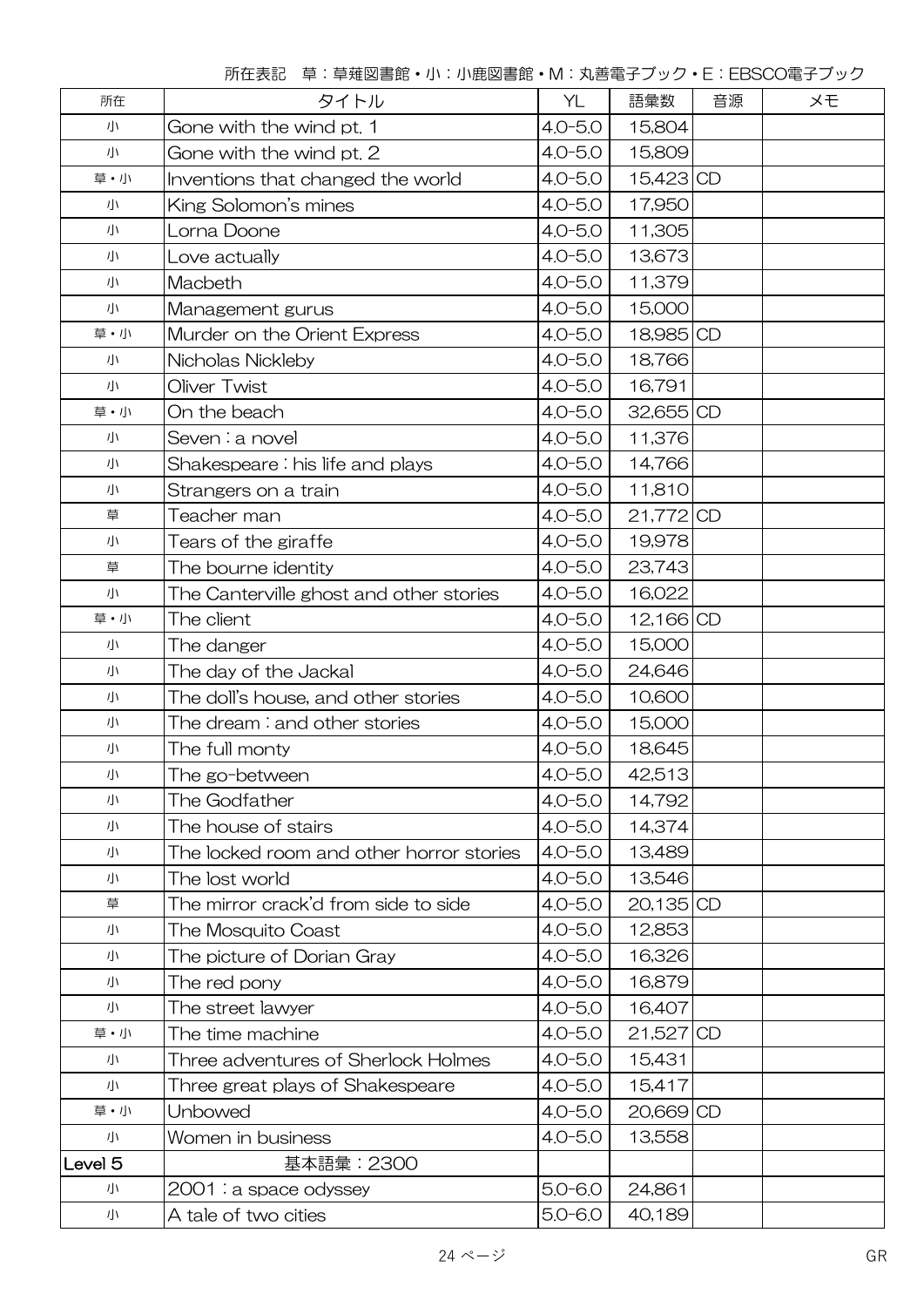所在表記　草：草薙図書館・小：小鹿図書館・M：丸善電子ブック・E：EBSCO電子ブック

| 所在 | タイトル | YL | 語彙数 | 音源 | メモ |
|---|---|---|---|---|---|
| 小 | Gone with the wind pt. 1 | 4.0-5.0 | 15,804 | | |
| 小 | Gone with the wind pt. 2 | 4.0-5.0 | 15,809 | | |
| 草・小 | Inventions that changed the world | 4.0-5.0 | 15,423 | CD | |
| 小 | King Solomon's mines | 4.0-5.0 | 17,950 | | |
| 小 | Lorna Doone | 4.0-5.0 | 11,305 | | |
| 小 | Love actually | 4.0-5.0 | 13,673 | | |
| 小 | Macbeth | 4.0-5.0 | 11,379 | | |
| 小 | Management gurus | 4.0-5.0 | 15,000 | | |
| 草・小 | Murder on the Orient Express | 4.0-5.0 | 18,985 | CD | |
| 小 | Nicholas Nickleby | 4.0-5.0 | 18,766 | | |
| 小 | Oliver Twist | 4.0-5.0 | 16,791 | | |
| 草・小 | On the beach | 4.0-5.0 | 32,655 | CD | |
| 小 | Seven : a novel | 4.0-5.0 | 11,376 | | |
| 小 | Shakespeare : his life and plays | 4.0-5.0 | 14,766 | | |
| 小 | Strangers on a train | 4.0-5.0 | 11,810 | | |
| 草 | Teacher man | 4.0-5.0 | 21,772 | CD | |
| 小 | Tears of the giraffe | 4.0-5.0 | 19,978 | | |
| 草 | The bourne identity | 4.0-5.0 | 23,743 | | |
| 小 | The Canterville ghost and other stories | 4.0-5.0 | 16,022 | | |
| 草・小 | The client | 4.0-5.0 | 12,166 | CD | |
| 小 | The danger | 4.0-5.0 | 15,000 | | |
| 小 | The day of the Jackal | 4.0-5.0 | 24,646 | | |
| 小 | The doll's house, and other stories | 4.0-5.0 | 10,600 | | |
| 小 | The dream : and other stories | 4.0-5.0 | 15,000 | | |
| 小 | The full monty | 4.0-5.0 | 18,645 | | |
| 小 | The go-between | 4.0-5.0 | 42,513 | | |
| 小 | The Godfather | 4.0-5.0 | 14,792 | | |
| 小 | The house of stairs | 4.0-5.0 | 14,374 | | |
| 小 | The locked room and other horror stories | 4.0-5.0 | 13,489 | | |
| 小 | The lost world | 4.0-5.0 | 13,546 | | |
| 草 | The mirror crack'd from side to side | 4.0-5.0 | 20,135 | CD | |
| 小 | The Mosquito Coast | 4.0-5.0 | 12,853 | | |
| 小 | The picture of Dorian Gray | 4.0-5.0 | 16,326 | | |
| 小 | The red pony | 4.0-5.0 | 16,879 | | |
| 小 | The street lawyer | 4.0-5.0 | 16,407 | | |
| 草・小 | The time machine | 4.0-5.0 | 21,527 | CD | |
| 小 | Three adventures of Sherlock Holmes | 4.0-5.0 | 15,431 | | |
| 小 | Three great plays of Shakespeare | 4.0-5.0 | 15,417 | | |
| 草・小 | Unbowed | 4.0-5.0 | 20,669 | CD | |
| 小 | Women in business | 4.0-5.0 | 13,558 | | |
| Level 5 | 基本語彙：2300 | | | | |
| 小 | 2001 : a space odyssey | 5.0-6.0 | 24,861 | | |
| 小 | A tale of two cities | 5.0-6.0 | 40,189 | | |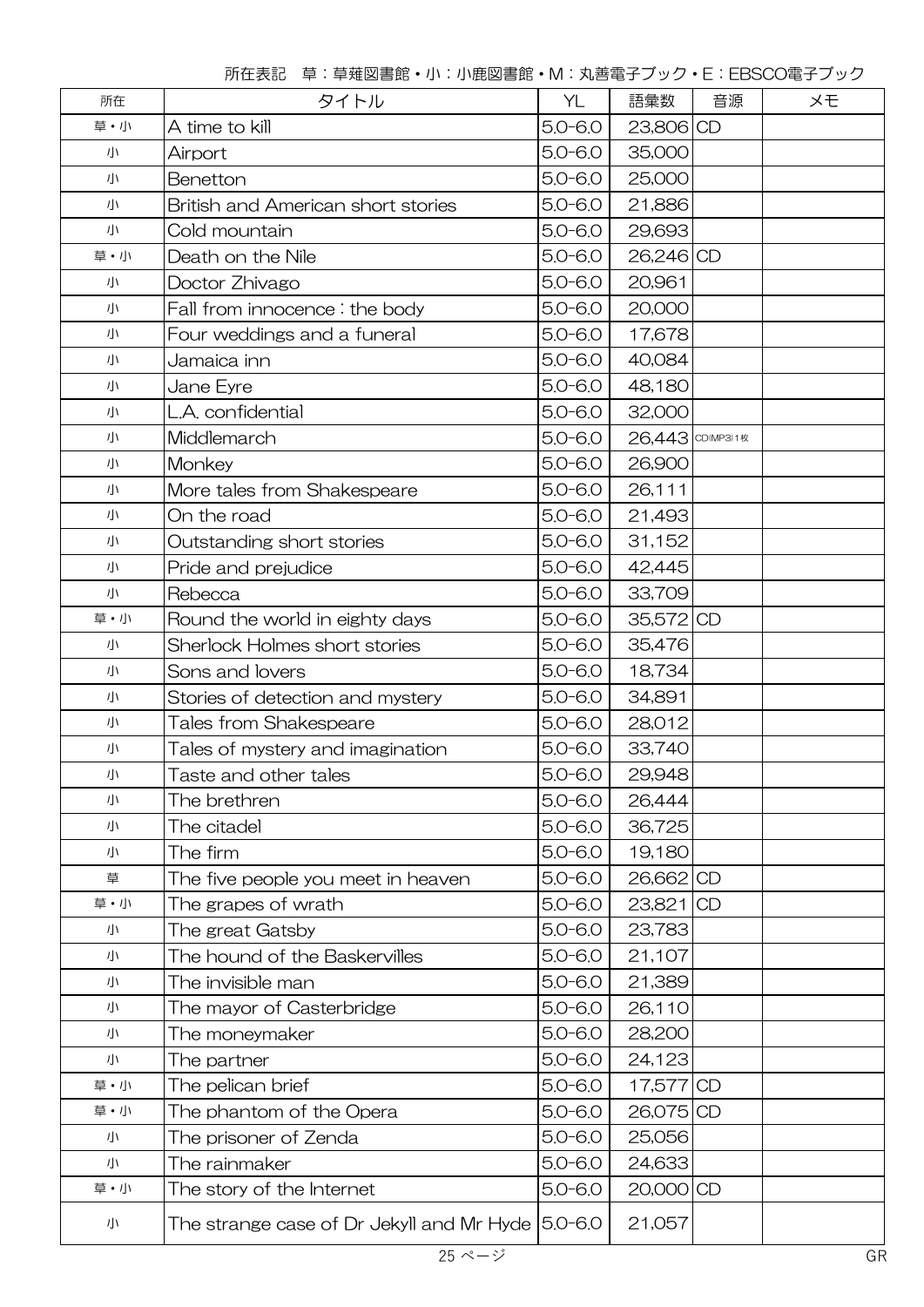所在表記　草：草薙図書館・小：小鹿図書館・M：丸善電子ブック・E：EBSCO電子ブック

| 所在 | タイトル | YL | 語彙数 | 音源 | メモ |
|---|---|---|---|---|---|
| 草・小 | A time to kill | 5.0-6.0 | 23,806 | CD | |
| 小 | Airport | 5.0-6.0 | 35,000 | | |
| 小 | Benetton | 5.0-6.0 | 25,000 | | |
| 小 | British and American short stories | 5.0-6.0 | 21,886 | | |
| 小 | Cold mountain | 5.0-6.0 | 29,693 | | |
| 草・小 | Death on the Nile | 5.0-6.0 | 26,246 | CD | |
| 小 | Doctor Zhivago | 5.0-6.0 | 20,961 | | |
| 小 | Fall from innocence : the body | 5.0-6.0 | 20,000 | | |
| 小 | Four weddings and a funeral | 5.0-6.0 | 17,678 | | |
| 小 | Jamaica inn | 5.0-6.0 | 40,084 | | |
| 小 | Jane Eyre | 5.0-6.0 | 48,180 | | |
| 小 | L.A. confidential | 5.0-6.0 | 32,000 | | |
| 小 | Middlemarch | 5.0-6.0 | 26,443 | CD(MP3)1枚 | |
| 小 | Monkey | 5.0-6.0 | 26,900 | | |
| 小 | More tales from Shakespeare | 5.0-6.0 | 26,111 | | |
| 小 | On the road | 5.0-6.0 | 21,493 | | |
| 小 | Outstanding short stories | 5.0-6.0 | 31,152 | | |
| 小 | Pride and prejudice | 5.0-6.0 | 42,445 | | |
| 小 | Rebecca | 5.0-6.0 | 33,709 | | |
| 草・小 | Round the world in eighty days | 5.0-6.0 | 35,572 | CD | |
| 小 | Sherlock Holmes short stories | 5.0-6.0 | 35,476 | | |
| 小 | Sons and lovers | 5.0-6.0 | 18,734 | | |
| 小 | Stories of detection and mystery | 5.0-6.0 | 34,891 | | |
| 小 | Tales from Shakespeare | 5.0-6.0 | 28,012 | | |
| 小 | Tales of mystery and imagination | 5.0-6.0 | 33,740 | | |
| 小 | Taste and other tales | 5.0-6.0 | 29,948 | | |
| 小 | The brethren | 5.0-6.0 | 26,444 | | |
| 小 | The citadel | 5.0-6.0 | 36,725 | | |
| 小 | The firm | 5.0-6.0 | 19,180 | | |
| 草 | The five people you meet in heaven | 5.0-6.0 | 26,662 | CD | |
| 草・小 | The grapes of wrath | 5.0-6.0 | 23,821 | CD | |
| 小 | The great Gatsby | 5.0-6.0 | 23,783 | | |
| 小 | The hound of the Baskervilles | 5.0-6.0 | 21,107 | | |
| 小 | The invisible man | 5.0-6.0 | 21,389 | | |
| 小 | The mayor of Casterbridge | 5.0-6.0 | 26,110 | | |
| 小 | The moneymaker | 5.0-6.0 | 28,200 | | |
| 小 | The partner | 5.0-6.0 | 24,123 | | |
| 草・小 | The pelican brief | 5.0-6.0 | 17,577 | CD | |
| 草・小 | The phantom of the Opera | 5.0-6.0 | 26,075 | CD | |
| 小 | The prisoner of Zenda | 5.0-6.0 | 25,056 | | |
| 小 | The rainmaker | 5.0-6.0 | 24,633 | | |
| 草・小 | The story of the Internet | 5.0-6.0 | 20,000 | CD | |
| 小 | The strange case of Dr Jekyll and Mr Hyde | 5.0-6.0 | 21,057 | | |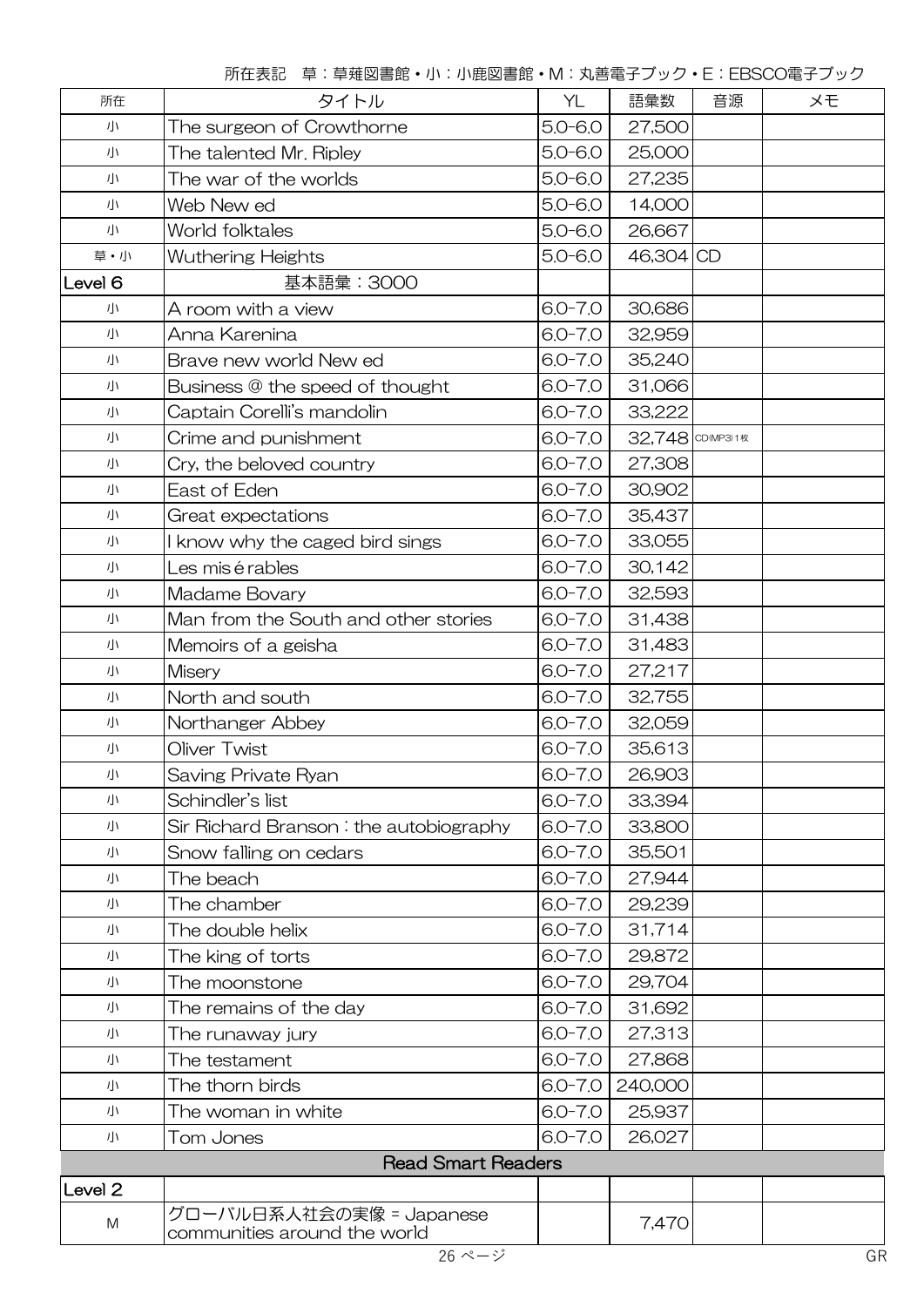所在表記　草：草薙図書館・小：小鹿図書館・M：丸善電子ブック・E：EBSCO電子ブック

| 所在 | タイトル | YL | 語彙数 | 音源 | メモ |
|---|---|---|---|---|---|
| 小 | The surgeon of Crowthorne | 5.0-6.0 | 27,500 | | |
| 小 | The talented Mr. Ripley | 5.0-6.0 | 25,000 | | |
| 小 | The war of the worlds | 5.0-6.0 | 27,235 | | |
| 小 | Web New ed | 5.0-6.0 | 14,000 | | |
| 小 | World folktales | 5.0-6.0 | 26,667 | | |
| 草・小 | Wuthering Heights | 5.0-6.0 | 46,304 | CD | |
| Level 6 | 基本語彙：3000 | | | | |
| 小 | A room with a view | 6.0-7.0 | 30,686 | | |
| 小 | Anna Karenina | 6.0-7.0 | 32,959 | | |
| 小 | Brave new world New ed | 6.0-7.0 | 35,240 | | |
| 小 | Business @ the speed of thought | 6.0-7.0 | 31,066 | | |
| 小 | Captain Corelli's mandolin | 6.0-7.0 | 33,222 | | |
| 小 | Crime and punishment | 6.0-7.0 | 32,748 | CD(MP3)1枚 | |
| 小 | Cry, the beloved country | 6.0-7.0 | 27,308 | | |
| 小 | East of Eden | 6.0-7.0 | 30,902 | | |
| 小 | Great expectations | 6.0-7.0 | 35,437 | | |
| 小 | I know why the caged bird sings | 6.0-7.0 | 33,055 | | |
| 小 | Les misérables | 6.0-7.0 | 30,142 | | |
| 小 | Madame Bovary | 6.0-7.0 | 32,593 | | |
| 小 | Man from the South and other stories | 6.0-7.0 | 31,438 | | |
| 小 | Memoirs of a geisha | 6.0-7.0 | 31,483 | | |
| 小 | Misery | 6.0-7.0 | 27,217 | | |
| 小 | North and south | 6.0-7.0 | 32,755 | | |
| 小 | Northanger Abbey | 6.0-7.0 | 32,059 | | |
| 小 | Oliver Twist | 6.0-7.0 | 35,613 | | |
| 小 | Saving Private Ryan | 6.0-7.0 | 26,903 | | |
| 小 | Schindler's list | 6.0-7.0 | 33,394 | | |
| 小 | Sir Richard Branson : the autobiography | 6.0-7.0 | 33,800 | | |
| 小 | Snow falling on cedars | 6.0-7.0 | 35,501 | | |
| 小 | The beach | 6.0-7.0 | 27,944 | | |
| 小 | The chamber | 6.0-7.0 | 29,239 | | |
| 小 | The double helix | 6.0-7.0 | 31,714 | | |
| 小 | The king of torts | 6.0-7.0 | 29,872 | | |
| 小 | The moonstone | 6.0-7.0 | 29,704 | | |
| 小 | The remains of the day | 6.0-7.0 | 31,692 | | |
| 小 | The runaway jury | 6.0-7.0 | 27,313 | | |
| 小 | The testament | 6.0-7.0 | 27,868 | | |
| 小 | The thorn birds | 6.0-7.0 | 240,000 | | |
| 小 | The woman in white | 6.0-7.0 | 25,937 | | |
| 小 | Tom Jones | 6.0-7.0 | 26,027 | | |
| | Read Smart Readers | | | | |
| Level 2 | | | | | |
| M | グローバル日系人社会の実像 = Japanese communities around the world | | 7,470 | | |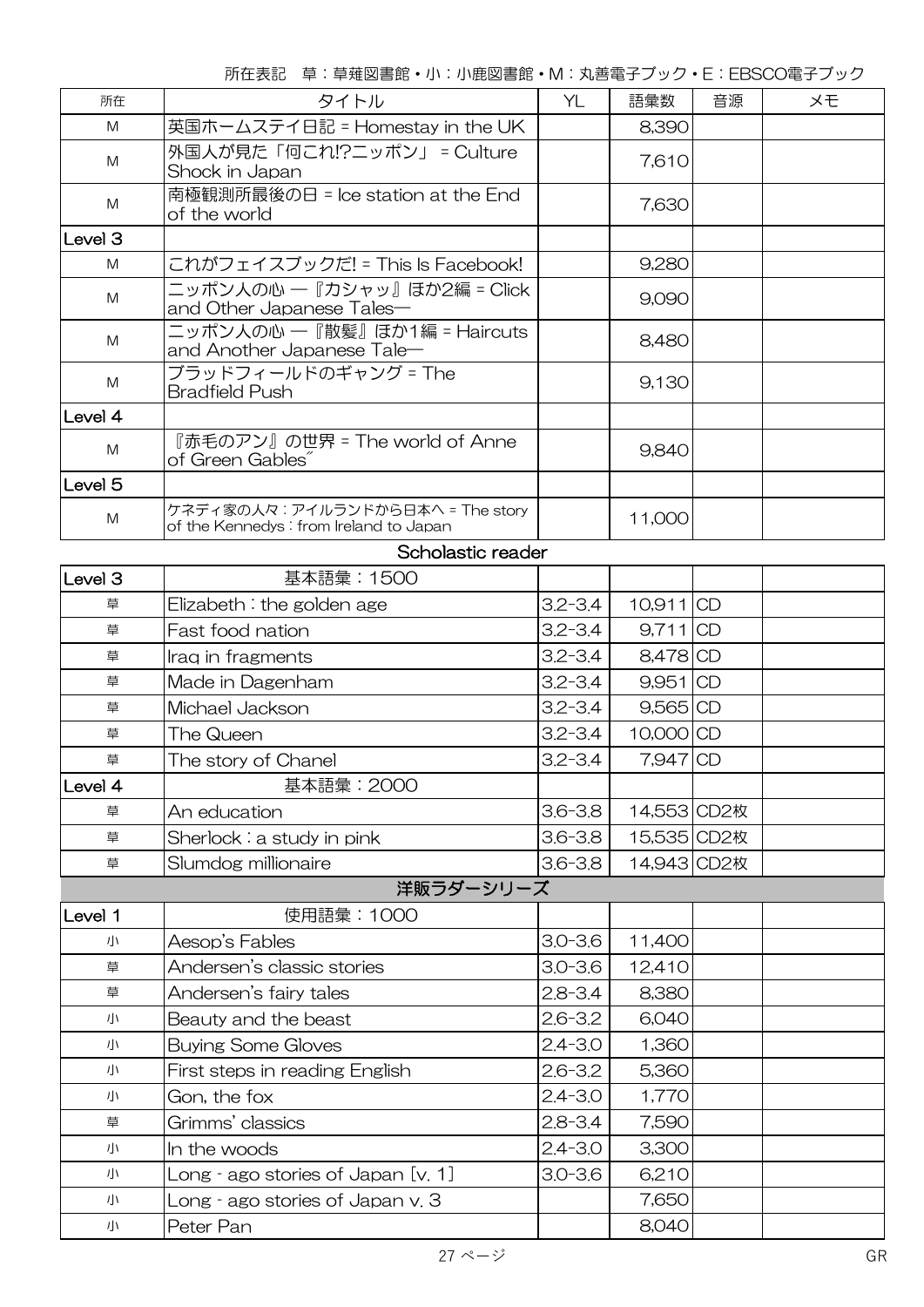所在表記　草：草薙図書館・小：小鹿図書館・M：丸善電子ブック・E：EBSCO電子ブック

| 所在 | タイトル | YL | 語彙数 | 音源 | メモ |
|---|---|---|---|---|---|
| M | 英国ホームステイ日記 = Homestay in the UK | | 8,390 | | |
| M | 外国人が見た「何これ!?ニッポン」 = Culture Shock in Japan | | 7,610 | | |
| M | 南極観測所最後の日 = Ice station at the End of the world | | 7,630 | | |
| Level 3 | | | | | |
| M | これがフェイスブックだ! = This Is Facebook! | | 9,280 | | |
| M | ニッポン人の心 ―『カシャッ』ほか2編 = Click and Other Japanese Tales― | | 9,090 | | |
| M | ニッポン人の心 ―『散髪』ほか1編 = Haircuts and Another Japanese Tale― | | 8,480 | | |
| M | ブラッドフィールドのギャング = The Bradfield Push | | 9,130 | | |
| Level 4 | | | | | |
| M | 『赤毛のアン』の世界 = The world of Anne of Green Gables″ | | 9,840 | | |
| Level 5 | | | | | |
| M | ケネディ家の人々：アイルランドから日本へ = The story of the Kennedys : from Ireland to Japan | | 11,000 | | |

Scholastic reader

| 所在 | タイトル | YL | 語彙数 | 音源 | メモ |
|---|---|---|---|---|---|
| Level 3 | 基本語彙：1500 | | | | |
| 草 | Elizabeth : the golden age | 3.2-3.4 | 10,911 | CD | |
| 草 | Fast food nation | 3.2-3.4 | 9,711 | CD | |
| 草 | Iraq in fragments | 3.2-3.4 | 8,478 | CD | |
| 草 | Made in Dagenham | 3.2-3.4 | 9,951 | CD | |
| 草 | Michael Jackson | 3.2-3.4 | 9,565 | CD | |
| 草 | The Queen | 3.2-3.4 | 10,000 | CD | |
| 草 | The story of Chanel | 3.2-3.4 | 7,947 | CD | |
| Level 4 | 基本語彙：2000 | | | | |
| 草 | An education | 3.6-3.8 | 14,553 | CD2枚 | |
| 草 | Sherlock : a study in pink | 3.6-3.8 | 15,535 | CD2枚 | |
| 草 | Slumdog millionaire | 3.6-3.8 | 14,943 | CD2枚 | |

洋販ラダーシリーズ

| 所在 | タイトル | YL | 語彙数 | 音源 | メモ |
|---|---|---|---|---|---|
| Level 1 | 使用語彙：1000 | | | | |
| 小 | Aesop's Fables | 3.0-3.6 | 11,400 | | |
| 草 | Andersen's classic stories | 3.0-3.6 | 12,410 | | |
| 草 | Andersen's fairy tales | 2.8-3.4 | 8,380 | | |
| 小 | Beauty and the beast | 2.6-3.2 | 6,040 | | |
| 小 | Buying Some Gloves | 2.4-3.0 | 1,360 | | |
| 小 | First steps in reading English | 2.6-3.2 | 5,360 | | |
| 小 | Gon, the fox | 2.4-3.0 | 1,770 | | |
| 草 | Grimms' classics | 2.8-3.4 | 7,590 | | |
| 小 | In the woods | 2.4-3.0 | 3,300 | | |
| 小 | Long - ago stories of Japan [v. 1] | 3.0-3.6 | 6,210 | | |
| 小 | Long - ago stories of Japan v. 3 | | 7,650 | | |
| 小 | Peter Pan | | 8,040 | | |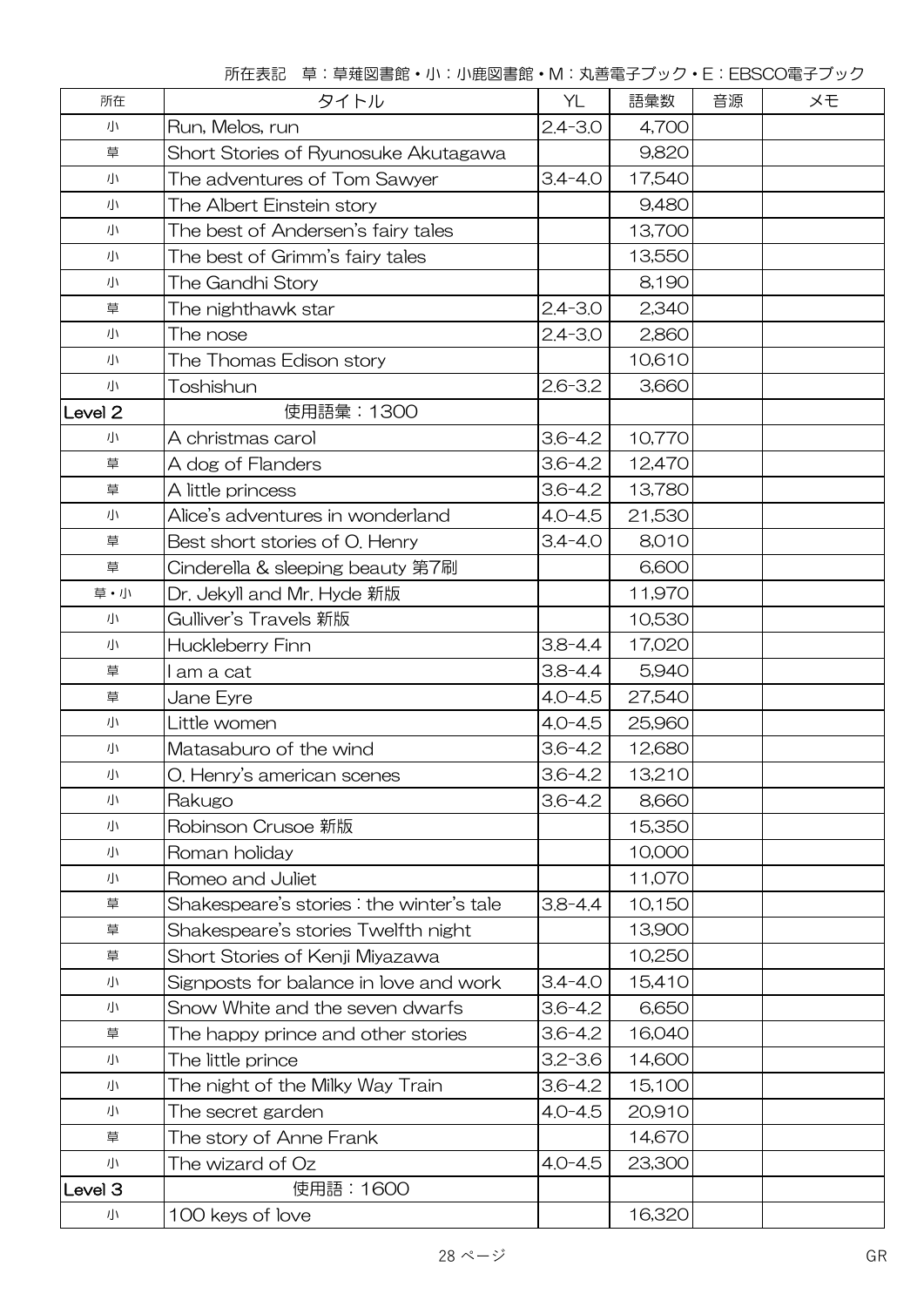所在表記　草：草薙図書館・小：小鹿図書館・M：丸善電子ブック・E：EBSCO電子ブック

| 所在 | タイトル | YL | 語彙数 | 音源 | メモ |
|---|---|---|---|---|---|
| 小 | Run, Melos, run | 2.4-3.0 | 4,700 | | |
| 草 | Short Stories of Ryunosuke Akutagawa | | 9,820 | | |
| 小 | The adventures of Tom Sawyer | 3.4-4.0 | 17,540 | | |
| 小 | The Albert Einstein story | | 9,480 | | |
| 小 | The best of Andersen's fairy tales | | 13,700 | | |
| 小 | The best of Grimm's fairy tales | | 13,550 | | |
| 小 | The Gandhi Story | | 8,190 | | |
| 草 | The nighthawk star | 2.4-3.0 | 2,340 | | |
| 小 | The nose | 2.4-3.0 | 2,860 | | |
| 小 | The Thomas Edison story | | 10,610 | | |
| 小 | Toshishun | 2.6-3.2 | 3,660 | | |
| Level 2 | 使用語彙：1300 | | | | |
| 小 | A christmas carol | 3.6-4.2 | 10,770 | | |
| 草 | A dog of Flanders | 3.6-4.2 | 12,470 | | |
| 草 | A little princess | 3.6-4.2 | 13,780 | | |
| 小 | Alice's adventures in wonderland | 4.0-4.5 | 21,530 | | |
| 草 | Best short stories of O. Henry | 3.4-4.0 | 8,010 | | |
| 草 | Cinderella & sleeping beauty 第7刷 | | 6,600 | | |
| 草・小 | Dr. Jekyll and Mr. Hyde 新版 | | 11,970 | | |
| 小 | Gulliver's Travels 新版 | | 10,530 | | |
| 小 | Huckleberry Finn | 3.8-4.4 | 17,020 | | |
| 草 | I am a cat | 3.8-4.4 | 5,940 | | |
| 草 | Jane Eyre | 4.0-4.5 | 27,540 | | |
| 小 | Little women | 4.0-4.5 | 25,960 | | |
| 小 | Matasaburo of the wind | 3.6-4.2 | 12,680 | | |
| 小 | O. Henry's american scenes | 3.6-4.2 | 13,210 | | |
| 小 | Rakugo | 3.6-4.2 | 8,660 | | |
| 小 | Robinson Crusoe 新版 | | 15,350 | | |
| 小 | Roman holiday | | 10,000 | | |
| 小 | Romeo and Juliet | | 11,070 | | |
| 草 | Shakespeare's stories : the winter's tale | 3.8-4.4 | 10,150 | | |
| 草 | Shakespeare's stories Twelfth night | | 13,900 | | |
| 草 | Short Stories of Kenji Miyazawa | | 10,250 | | |
| 小 | Signposts for balance in love and work | 3.4-4.0 | 15,410 | | |
| 小 | Snow White and the seven dwarfs | 3.6-4.2 | 6,650 | | |
| 草 | The happy prince and other stories | 3.6-4.2 | 16,040 | | |
| 小 | The little prince | 3.2-3.6 | 14,600 | | |
| 小 | The night of the Milky Way Train | 3.6-4.2 | 15,100 | | |
| 小 | The secret garden | 4.0-4.5 | 20,910 | | |
| 草 | The story of Anne Frank | | 14,670 | | |
| 小 | The wizard of Oz | 4.0-4.5 | 23,300 | | |
| Level 3 | 使用語：1600 | | | | |
| 小 | 100 keys of love | | 16,320 | | |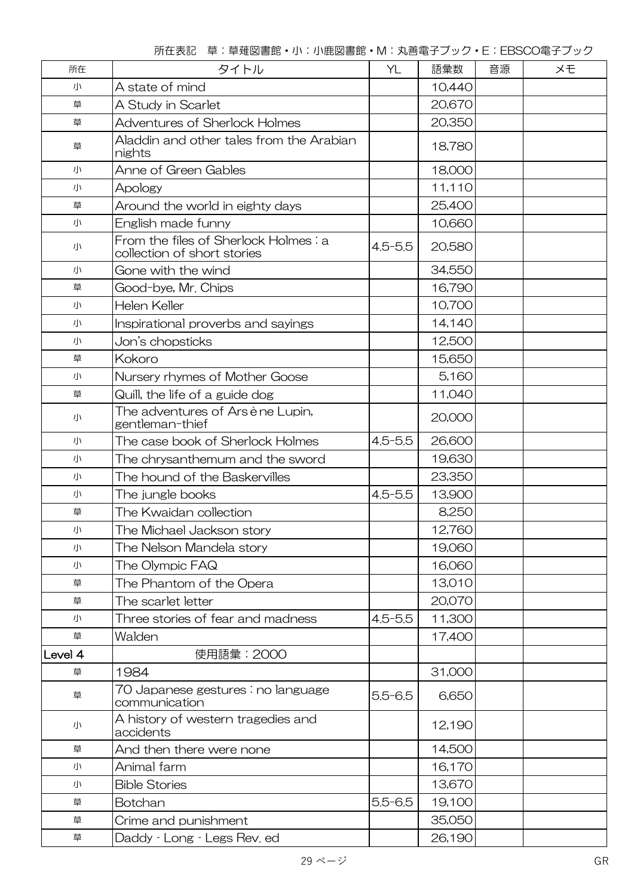所在表記　草：草薙図書館・小：小鹿図書館・M：丸善電子ブック・E：EBSCO電子ブック

| 所在 | タイトル | YL | 語彙数 | 音源 | メモ |
| --- | --- | --- | --- | --- | --- |
| 小 | A state of mind | | 10,440 | | |
| 草 | A Study in Scarlet | | 20,670 | | |
| 草 | Adventures of Sherlock Holmes | | 20,350 | | |
| 草 | Aladdin and other tales from the Arabian nights | | 18,780 | | |
| 小 | Anne of Green Gables | | 18,000 | | |
| 小 | Apology | | 11,110 | | |
| 草 | Around the world in eighty days | | 25,400 | | |
| 小 | English made funny | | 10,660 | | |
| 小 | From the files of Sherlock Holmes : a collection of short stories | 4.5-5.5 | 20,580 | | |
| 小 | Gone with the wind | | 34,550 | | |
| 草 | Good-bye, Mr. Chips | | 16,790 | | |
| 小 | Helen Keller | | 10,700 | | |
| 小 | Inspirational proverbs and sayings | | 14,140 | | |
| 小 | Jon's chopsticks | | 12,500 | | |
| 草 | Kokoro | | 15,650 | | |
| 小 | Nursery rhymes of Mother Goose | | 5,160 | | |
| 草 | Quill, the life of a guide dog | | 11,040 | | |
| 小 | The adventures of Arsène Lupin, gentleman-thief | | 20,000 | | |
| 小 | The case book of Sherlock Holmes | 4.5-5.5 | 26,600 | | |
| 小 | The chrysanthemum and the sword | | 19,630 | | |
| 小 | The hound of the Baskervilles | | 23,350 | | |
| 小 | The jungle books | 4.5-5.5 | 13,900 | | |
| 草 | The Kwaidan collection | | 8,250 | | |
| 小 | The Michael Jackson story | | 12,760 | | |
| 小 | The Nelson Mandela story | | 19,060 | | |
| 小 | The Olympic FAQ | | 16,060 | | |
| 草 | The Phantom of the Opera | | 13,010 | | |
| 草 | The scarlet letter | | 20,070 | | |
| 小 | Three stories of fear and madness | 4.5-5.5 | 11,300 | | |
| 草 | Walden | | 17,400 | | |
| Level 4 | 使用語彙：2000 | | | | |
| 草 | 1984 | | 31,000 | | |
| 草 | 70 Japanese gestures : no language communication | 5.5-6.5 | 6,650 | | |
| 小 | A history of western tragedies and accidents | | 12,190 | | |
| 草 | And then there were none | | 14,500 | | |
| 小 | Animal farm | | 16,170 | | |
| 小 | Bible Stories | | 13,670 | | |
| 草 | Botchan | 5.5-6.5 | 19,100 | | |
| 草 | Crime and punishment | | 35,050 | | |
| 草 | Daddy - Long - Legs Rev. ed | | 26,190 | | |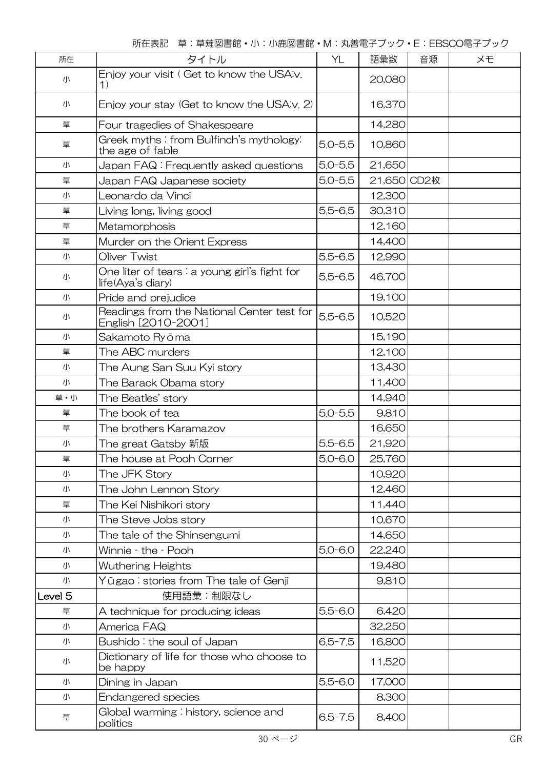所在表記　草：草薙図書館・小：小鹿図書館・M：丸善電子ブック・E：EBSCO電子ブック

| 所在 | タイトル | YL | 語彙数 | 音源 | メモ |
|---|---|---|---|---|---|
| 小 | Enjoy your visit ( Get to know the USA:v. 1) | | 20,080 | | |
| 小 | Enjoy your stay (Get to know the USA:v. 2) | | 16,370 | | |
| 草 | Four tragedies of Shakespeare | | 14,280 | | |
| 草 | Greek myths : from Bulfinch's mythology: the age of fable | 5.0-5.5 | 10,860 | | |
| 小 | Japan FAQ : Frequently asked questions | 5.0-5.5 | 21,650 | | |
| 草 | Japan FAQ Japanese society | 5.0-5.5 | 21,650 | CD2枚 | |
| 小 | Leonardo da Vinci | | 12,300 | | |
| 草 | Living long, living good | 5.5-6.5 | 30,310 | | |
| 草 | Metamorphosis | | 12,160 | | |
| 草 | Murder on the Orient Express | | 14,400 | | |
| 小 | Oliver Twist | 5.5-6.5 | 12,990 | | |
| 小 | One liter of tears : a young girl's fight for life(Aya's diary) | 5.5-6.5 | 46,700 | | |
| 小 | Pride and prejudice | | 19,100 | | |
| 小 | Readings from the National Center test for English [2010-2001] | 5.5-6.5 | 10,520 | | |
| 小 | Sakamoto Ryōma | | 15,190 | | |
| 草 | The ABC murders | | 12,100 | | |
| 小 | The Aung San Suu Kyi story | | 13,430 | | |
| 小 | The Barack Obama story | | 11,400 | | |
| 草・小 | The Beatles' story | | 14,940 | | |
| 草 | The book of tea | 5.0-5.5 | 9,810 | | |
| 草 | The brothers Karamazov | | 16,650 | | |
| 小 | The great Gatsby 新版 | 5.5-6.5 | 21,920 | | |
| 草 | The house at Pooh Corner | 5.0-6.0 | 25,760 | | |
| 小 | The JFK Story | | 10,920 | | |
| 小 | The John Lennon Story | | 12,460 | | |
| 草 | The Kei Nishikori story | | 11,440 | | |
| 小 | The Steve Jobs story | | 10,670 | | |
| 小 | The tale of the Shinsengumi | | 14,650 | | |
| 小 | Winnie - the - Pooh | 5.0-6.0 | 22,240 | | |
| 小 | Wuthering Heights | | 19,480 | | |
| 小 | Yūgao : stories from The tale of Genji | | 9,810 | | |
| Level 5 | 使用語彙：制限なし | | | | |
| 草 | A technique for producing ideas | 5.5-6.0 | 6,420 | | |
| 小 | America FAQ | | 32,250 | | |
| 小 | Bushido : the soul of Japan | 6.5-7.5 | 16,800 | | |
| 小 | Dictionary of life for those who choose to be happy | | 11,520 | | |
| 小 | Dining in Japan | 5.5-6.0 | 17,000 | | |
| 小 | Endangered species | | 8,300 | | |
| 草 | Global warming : history, science and politics | 6.5-7.5 | 8,400 | | |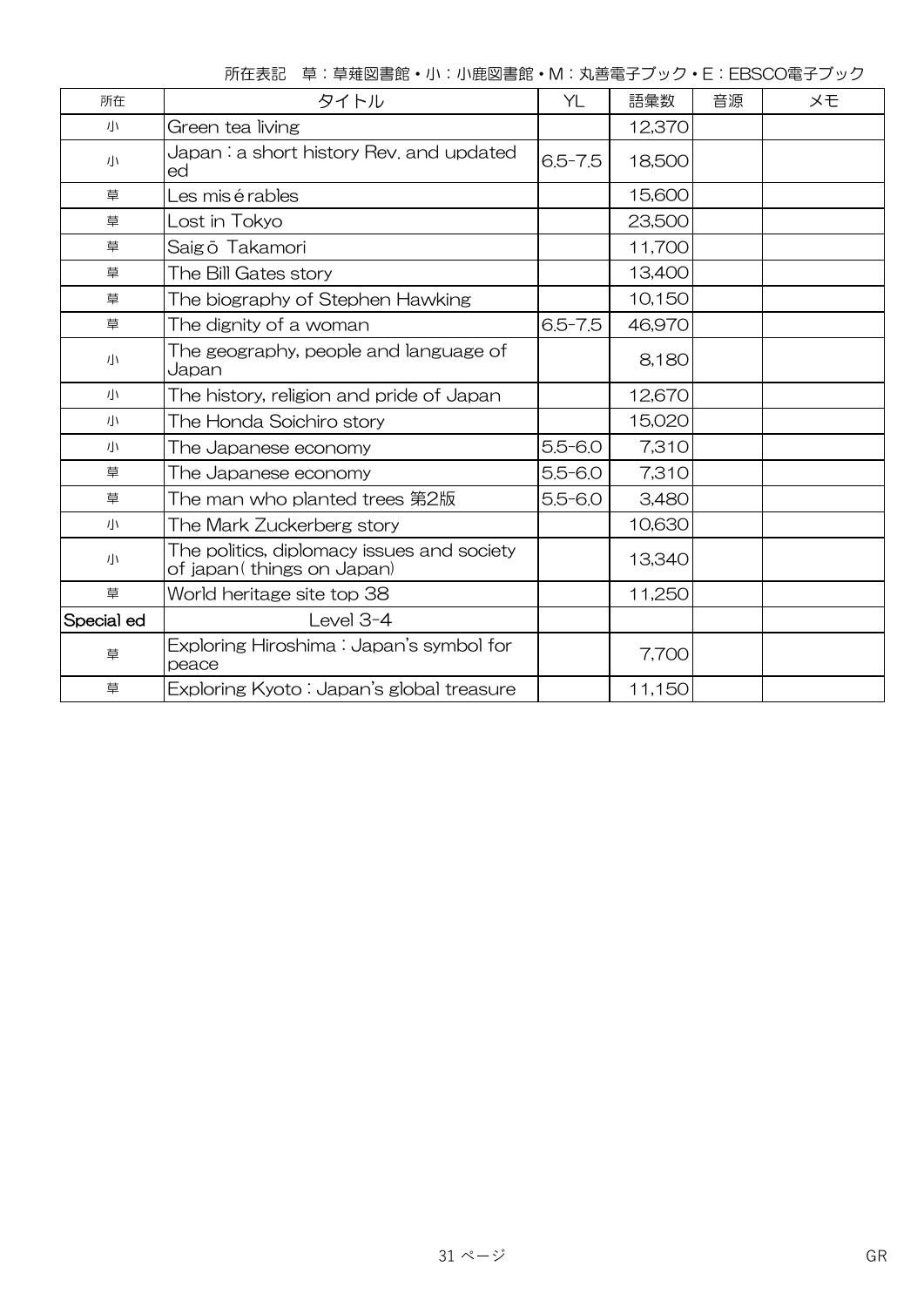所在表記　草：草薙図書館・小：小鹿図書館・M：丸善電子ブック・E：EBSCO電子ブック

| 所在 | タイトル | YL | 語彙数 | 音源 | メモ |
|---|---|---|---|---|---|
| 小 | Green tea living | | 12,370 | | |
| 小 | Japan : a short history Rev. and updated ed | 6.5-7.5 | 18,500 | | |
| 草 | Les misérables | | 15,600 | | |
| 草 | Lost in Tokyo | | 23,500 | | |
| 草 | Saigō Takamori | | 11,700 | | |
| 草 | The Bill Gates story | | 13,400 | | |
| 草 | The biography of Stephen Hawking | | 10,150 | | |
| 草 | The dignity of a woman | 6.5-7.5 | 46,970 | | |
| 小 | The geography, people and language of Japan | | 8,180 | | |
| 小 | The history, religion and pride of Japan | | 12,670 | | |
| 小 | The Honda Soichiro story | | 15,020 | | |
| 小 | The Japanese economy | 5.5-6.0 | 7,310 | | |
| 草 | The Japanese economy | 5.5-6.0 | 7,310 | | |
| 草 | The man who planted trees 第2版 | 5.5-6.0 | 3,480 | | |
| 小 | The Mark Zuckerberg story | | 10,630 | | |
| 小 | The politics, diplomacy issues and society of japan( things on Japan) | | 13,340 | | |
| 草 | World heritage site top 38 | | 11,250 | | |
| Special ed | Level 3-4 | | | | |
| 草 | Exploring Hiroshima : Japan's symbol for peace | | 7,700 | | |
| 草 | Exploring Kyoto : Japan's global treasure | | 11,150 | | |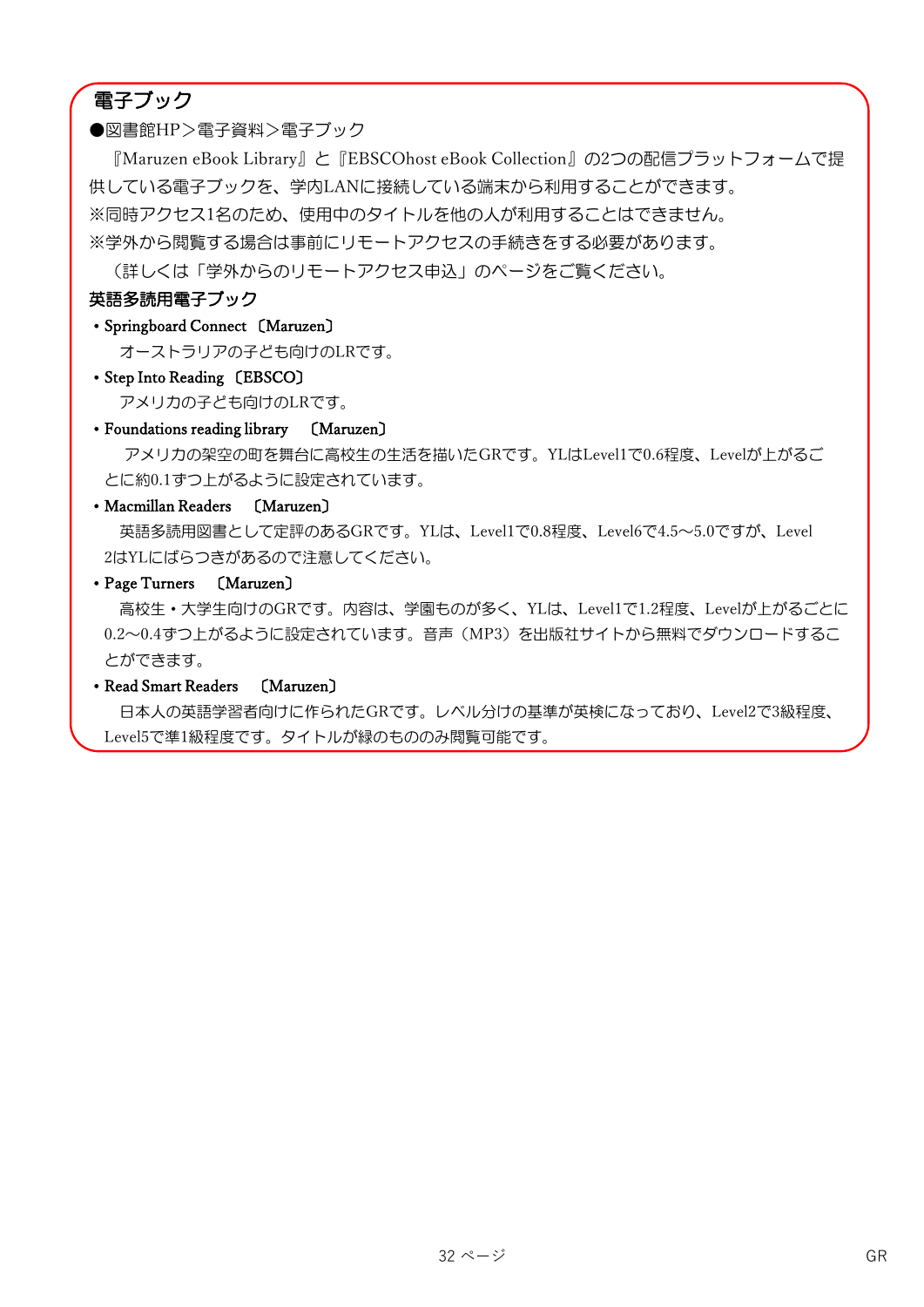## 電子ブック

●図書館HP＞電子資料＞電子ブック

『Maruzen eBook Library』と『EBSCOhost eBook Collection』の2つの配信プラットフォームで提供している電子ブックを、学内LANに接続している端末から利用することができます。

※同時アクセス1名のため、使用中のタイトルを他の人が利用することはできません。

※学外から閲覧する場合は事前にリモートアクセスの手続きをする必要があります。

（詳しくは「学外からのリモートアクセス申込」のページをご覧ください。

**英語多読用電子ブック**

- Springboard Connect 〔Maruzen〕

  オーストラリアの子ども向けのLRです。

- Step Into Reading 〔EBSCO〕

  アメリカの子ども向けのLRです。

- Foundations reading library 〔Maruzen〕

  アメリカの架空の町を舞台に高校生の生活を描いたGRです。YLはLevel1で0.6程度、Levelが上がるごとに約0.1ずつ上がるように設定されています。

- Macmillan Readers 〔Maruzen〕

  英語多読用図書として定評のあるGRです。YLは、Level1で0.8程度、Level6で4.5～5.0ですが、Level 2はYLにばらつきがあるので注意してください。

- Page Turners 〔Maruzen〕

  高校生・大学生向けのGRです。内容は、学園ものが多く、YLは、Level1で1.2程度、Levelが上がるごとに0.2～0.4ずつ上がるように設定されています。音声（MP3）を出版社サイトから無料でダウンロードすることができます。

- Read Smart Readers 〔Maruzen〕

  日本人の英語学習者向けに作られたGRです。レベル分けの基準が英検になっており、Level2で3級程度、Level5で準1級程度です。タイトルが緑のもののみ閲覧可能です。